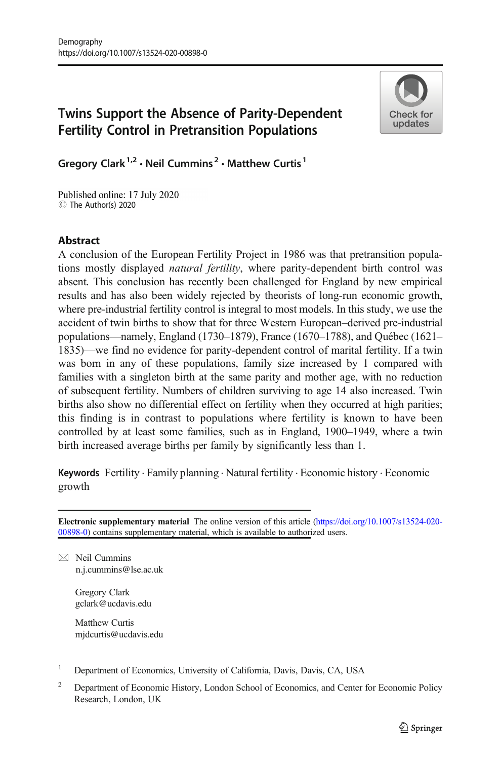Demography
https://doi.org/10.1007/s13524-020-00898-0

# Twins Support the Absence of Parity-Dependent Fertility Control in Pretransition Populations

**Gregory Clark**[1,2] **· Neil Cummins**[2] **· Matthew Curtis**[1]

Published online: 17 July 2020
© The Author(s) 2020

## Abstract

A conclusion of the European Fertility Project in 1986 was that pretransition populations mostly displayed *natural fertility*, where parity-dependent birth control was absent. This conclusion has recently been challenged for England by new empirical results and has also been widely rejected by theorists of long-run economic growth, where pre-industrial fertility control is integral to most models. In this study, we use the accident of twin births to show that for three Western European–derived pre-industrial populations—namely, England (1730–1879), France (1670–1788), and Québec (1621–1835)—we find no evidence for parity-dependent control of marital fertility. If a twin was born in any of these populations, family size increased by 1 compared with families with a singleton birth at the same parity and mother age, with no reduction of subsequent fertility. Numbers of children surviving to age 14 also increased. Twin births also show no differential effect on fertility when they occurred at high parities; this finding is in contrast to populations where fertility is known to have been controlled by at least some families, such as in England, 1900–1949, where a twin birth increased average births per family by significantly less than 1.

**Keywords** Fertility · Family planning · Natural fertility · Economic history · Economic growth

**Electronic supplementary material** The online version of this article (https://doi.org/10.1007/s13524-020-00898-0) contains supplementary material, which is available to authorized users.

✉ Neil Cummins
n.j.cummins@lse.ac.uk

Gregory Clark
gclark@ucdavis.edu

Matthew Curtis
mjdcurtis@ucdavis.edu

[1] Department of Economics, University of California, Davis, Davis, CA, USA

[2] Department of Economic History, London School of Economics, and Center for Economic Policy Research, London, UK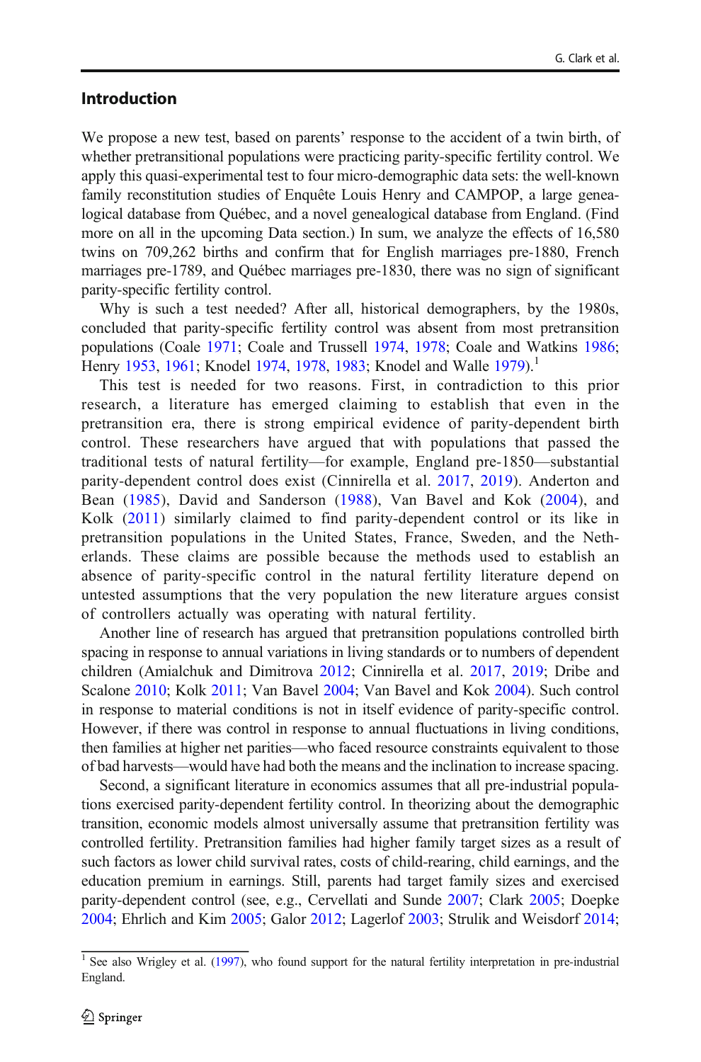## Introduction

We propose a new test, based on parents' response to the accident of a twin birth, of whether pretransitional populations were practicing parity-specific fertility control. We apply this quasi-experimental test to four micro-demographic data sets: the well-known family reconstitution studies of Enquête Louis Henry and CAMPOP, a large genealogical database from Québec, and a novel genealogical database from England. (Find more on all in the upcoming Data section.) In sum, we analyze the effects of 16,580 twins on 709,262 births and confirm that for English marriages pre-1880, French marriages pre-1789, and Québec marriages pre-1830, there was no sign of significant parity-specific fertility control.

Why is such a test needed? After all, historical demographers, by the 1980s, concluded that parity-specific fertility control was absent from most pretransition populations (Coale 1971; Coale and Trussell 1974, 1978; Coale and Watkins 1986; Henry 1953, 1961; Knodel 1974, 1978, 1983; Knodel and Walle 1979).[1]

This test is needed for two reasons. First, in contradiction to this prior research, a literature has emerged claiming to establish that even in the pretransition era, there is strong empirical evidence of parity-dependent birth control. These researchers have argued that with populations that passed the traditional tests of natural fertility—for example, England pre-1850—substantial parity-dependent control does exist (Cinnirella et al. 2017, 2019). Anderton and Bean (1985), David and Sanderson (1988), Van Bavel and Kok (2004), and Kolk (2011) similarly claimed to find parity-dependent control or its like in pretransition populations in the United States, France, Sweden, and the Netherlands. These claims are possible because the methods used to establish an absence of parity-specific control in the natural fertility literature depend on untested assumptions that the very population the new literature argues consist of controllers actually was operating with natural fertility.

Another line of research has argued that pretransition populations controlled birth spacing in response to annual variations in living standards or to numbers of dependent children (Amialchuk and Dimitrova 2012; Cinnirella et al. 2017, 2019; Dribe and Scalone 2010; Kolk 2011; Van Bavel 2004; Van Bavel and Kok 2004). Such control in response to material conditions is not in itself evidence of parity-specific control. However, if there was control in response to annual fluctuations in living conditions, then families at higher net parities—who faced resource constraints equivalent to those of bad harvests—would have had both the means and the inclination to increase spacing.

Second, a significant literature in economics assumes that all pre-industrial populations exercised parity-dependent fertility control. In theorizing about the demographic transition, economic models almost universally assume that pretransition fertility was controlled fertility. Pretransition families had higher family target sizes as a result of such factors as lower child survival rates, costs of child-rearing, child earnings, and the education premium in earnings. Still, parents had target family sizes and exercised parity-dependent control (see, e.g., Cervellati and Sunde 2007; Clark 2005; Doepke 2004; Ehrlich and Kim 2005; Galor 2012; Lagerlof 2003; Strulik and Weisdorf 2014;

[1] See also Wrigley et al. (1997), who found support for the natural fertility interpretation in pre-industrial England.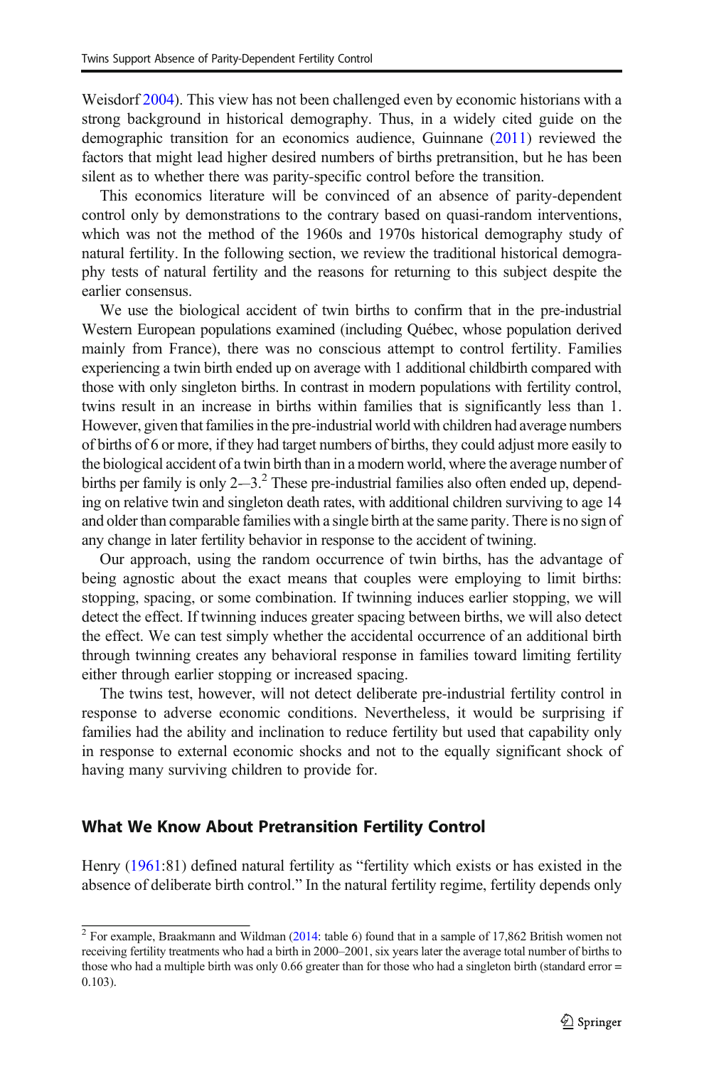Weisdorf 2004). This view has not been challenged even by economic historians with a strong background in historical demography. Thus, in a widely cited guide on the demographic transition for an economics audience, Guinnane (2011) reviewed the factors that might lead higher desired numbers of births pretransition, but he has been silent as to whether there was parity-specific control before the transition.

This economics literature will be convinced of an absence of parity-dependent control only by demonstrations to the contrary based on quasi-random interventions, which was not the method of the 1960s and 1970s historical demography study of natural fertility. In the following section, we review the traditional historical demography tests of natural fertility and the reasons for returning to this subject despite the earlier consensus.

We use the biological accident of twin births to confirm that in the pre-industrial Western European populations examined (including Québec, whose population derived mainly from France), there was no conscious attempt to control fertility. Families experiencing a twin birth ended up on average with 1 additional childbirth compared with those with only singleton births. In contrast in modern populations with fertility control, twins result in an increase in births within families that is significantly less than 1. However, given that families in the pre-industrial world with children had average numbers of births of 6 or more, if they had target numbers of births, they could adjust more easily to the biological accident of a twin birth than in a modern world, where the average number of births per family is only 2–3.[2] These pre-industrial families also often ended up, depending on relative twin and singleton death rates, with additional children surviving to age 14 and older than comparable families with a single birth at the same parity. There is no sign of any change in later fertility behavior in response to the accident of twining.

Our approach, using the random occurrence of twin births, has the advantage of being agnostic about the exact means that couples were employing to limit births: stopping, spacing, or some combination. If twinning induces earlier stopping, we will detect the effect. If twinning induces greater spacing between births, we will also detect the effect. We can test simply whether the accidental occurrence of an additional birth through twinning creates any behavioral response in families toward limiting fertility either through earlier stopping or increased spacing.

The twins test, however, will not detect deliberate pre-industrial fertility control in response to adverse economic conditions. Nevertheless, it would be surprising if families had the ability and inclination to reduce fertility but used that capability only in response to external economic shocks and not to the equally significant shock of having many surviving children to provide for.

## What We Know About Pretransition Fertility Control

Henry (1961:81) defined natural fertility as "fertility which exists or has existed in the absence of deliberate birth control." In the natural fertility regime, fertility depends only

[2] For example, Braakmann and Wildman (2014: table 6) found that in a sample of 17,862 British women not receiving fertility treatments who had a birth in 2000–2001, six years later the average total number of births to those who had a multiple birth was only 0.66 greater than for those who had a singleton birth (standard error = 0.103).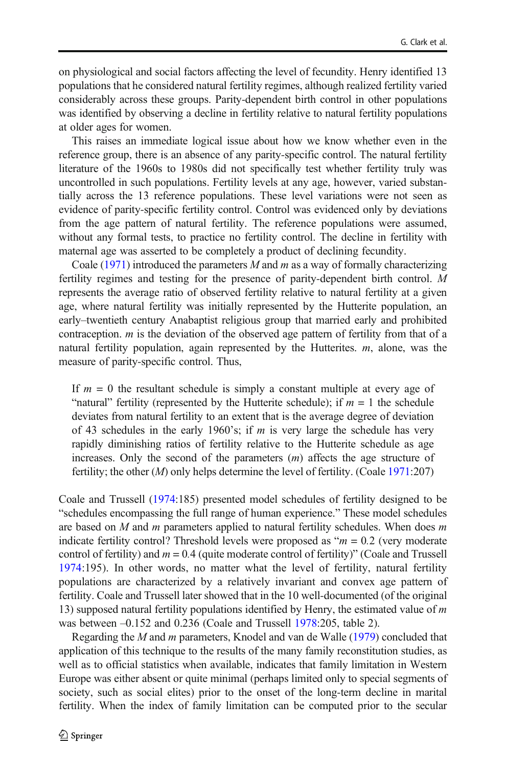on physiological and social factors affecting the level of fecundity. Henry identified 13 populations that he considered natural fertility regimes, although realized fertility varied considerably across these groups. Parity-dependent birth control in other populations was identified by observing a decline in fertility relative to natural fertility populations at older ages for women.

This raises an immediate logical issue about how we know whether even in the reference group, there is an absence of any parity-specific control. The natural fertility literature of the 1960s to 1980s did not specifically test whether fertility truly was uncontrolled in such populations. Fertility levels at any age, however, varied substantially across the 13 reference populations. These level variations were not seen as evidence of parity-specific fertility control. Control was evidenced only by deviations from the age pattern of natural fertility. The reference populations were assumed, without any formal tests, to practice no fertility control. The decline in fertility with maternal age was asserted to be completely a product of declining fecundity.

Coale (1971) introduced the parameters $M$ and $m$ as a way of formally characterizing fertility regimes and testing for the presence of parity-dependent birth control. $M$ represents the average ratio of observed fertility relative to natural fertility at a given age, where natural fertility was initially represented by the Hutterite population, an early–twentieth century Anabaptist religious group that married early and prohibited contraception. $m$ is the deviation of the observed age pattern of fertility from that of a natural fertility population, again represented by the Hutterites. $m$, alone, was the measure of parity-specific control. Thus,

> If $m = 0$ the resultant schedule is simply a constant multiple at every age of "natural" fertility (represented by the Hutterite schedule); if $m = 1$ the schedule deviates from natural fertility to an extent that is the average degree of deviation of 43 schedules in the early 1960's; if $m$ is very large the schedule has very rapidly diminishing ratios of fertility relative to the Hutterite schedule as age increases. Only the second of the parameters ($m$) affects the age structure of fertility; the other ($M$) only helps determine the level of fertility. (Coale 1971:207)

Coale and Trussell (1974:185) presented model schedules of fertility designed to be "schedules encompassing the full range of human experience." These model schedules are based on $M$ and $m$ parameters applied to natural fertility schedules. When does $m$ indicate fertility control? Threshold levels were proposed as "$m = 0.2$ (very moderate control of fertility) and $m = 0.4$ (quite moderate control of fertility)" (Coale and Trussell 1974:195). In other words, no matter what the level of fertility, natural fertility populations are characterized by a relatively invariant and convex age pattern of fertility. Coale and Trussell later showed that in the 10 well-documented (of the original 13) supposed natural fertility populations identified by Henry, the estimated value of $m$ was between –0.152 and 0.236 (Coale and Trussell 1978:205, table 2).

Regarding the $M$ and $m$ parameters, Knodel and van de Walle (1979) concluded that application of this technique to the results of the many family reconstitution studies, as well as to official statistics when available, indicates that family limitation in Western Europe was either absent or quite minimal (perhaps limited only to special segments of society, such as social elites) prior to the onset of the long-term decline in marital fertility. When the index of family limitation can be computed prior to the secular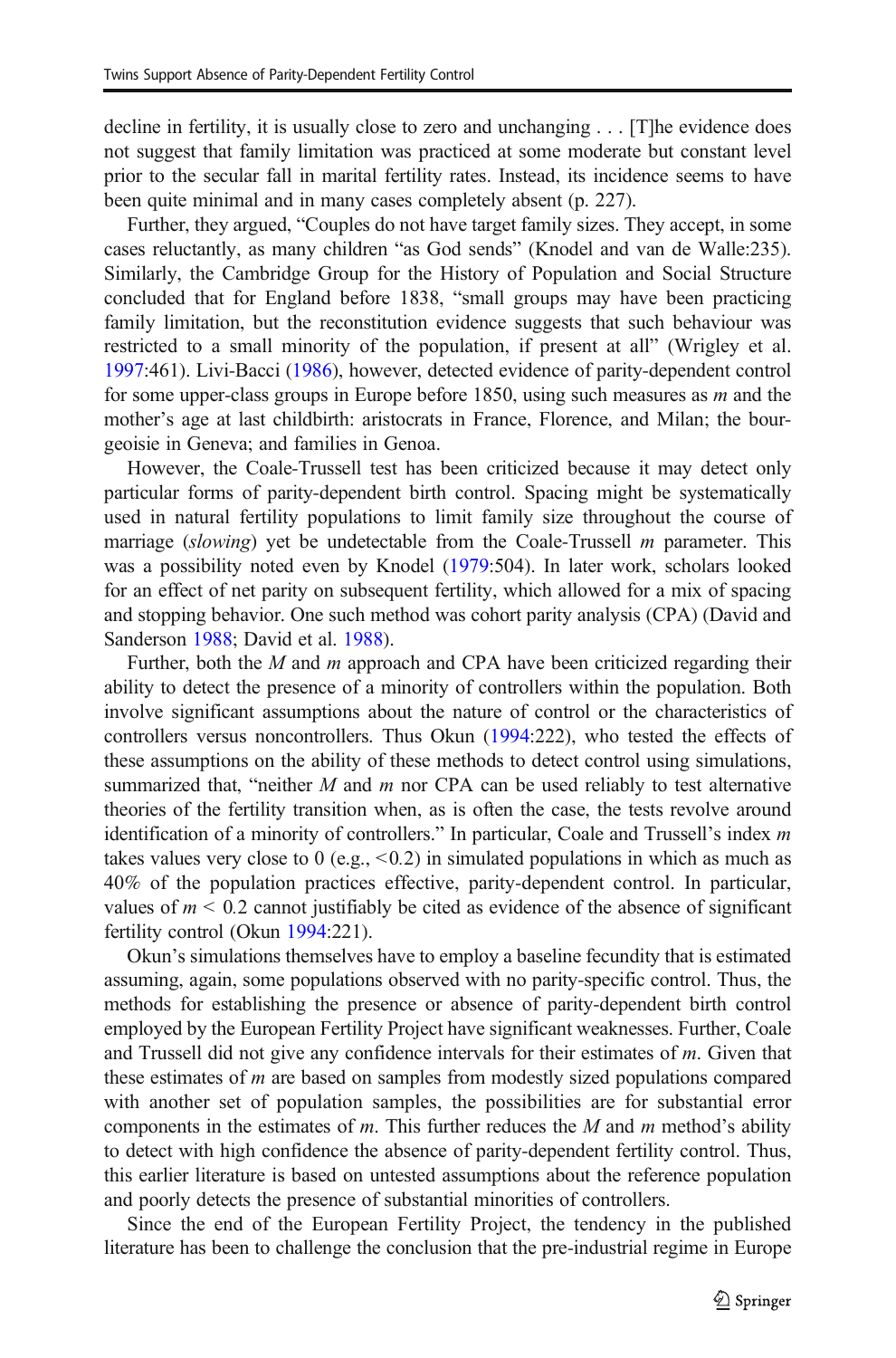decline in fertility, it is usually close to zero and unchanging . . . [T]he evidence does not suggest that family limitation was practiced at some moderate but constant level prior to the secular fall in marital fertility rates. Instead, its incidence seems to have been quite minimal and in many cases completely absent (p. 227).

Further, they argued, "Couples do not have target family sizes. They accept, in some cases reluctantly, as many children "as God sends" (Knodel and van de Walle:235). Similarly, the Cambridge Group for the History of Population and Social Structure concluded that for England before 1838, "small groups may have been practicing family limitation, but the reconstitution evidence suggests that such behaviour was restricted to a small minority of the population, if present at all" (Wrigley et al. 1997:461). Livi-Bacci (1986), however, detected evidence of parity-dependent control for some upper-class groups in Europe before 1850, using such measures as $m$ and the mother's age at last childbirth: aristocrats in France, Florence, and Milan; the bourgeoisie in Geneva; and families in Genoa.

However, the Coale-Trussell test has been criticized because it may detect only particular forms of parity-dependent birth control. Spacing might be systematically used in natural fertility populations to limit family size throughout the course of marriage (*slowing*) yet be undetectable from the Coale-Trussell $m$ parameter. This was a possibility noted even by Knodel (1979:504). In later work, scholars looked for an effect of net parity on subsequent fertility, which allowed for a mix of spacing and stopping behavior. One such method was cohort parity analysis (CPA) (David and Sanderson 1988; David et al. 1988).

Further, both the $M$ and $m$ approach and CPA have been criticized regarding their ability to detect the presence of a minority of controllers within the population. Both involve significant assumptions about the nature of control or the characteristics of controllers versus noncontrollers. Thus Okun (1994:222), who tested the effects of these assumptions on the ability of these methods to detect control using simulations, summarized that, "neither $M$ and $m$ nor CPA can be used reliably to test alternative theories of the fertility transition when, as is often the case, the tests revolve around identification of a minority of controllers." In particular, Coale and Trussell's index $m$ takes values very close to 0 (e.g., $<0.2$) in simulated populations in which as much as 40% of the population practices effective, parity-dependent control. In particular, values of $m < 0.2$ cannot justifiably be cited as evidence of the absence of significant fertility control (Okun 1994:221).

Okun's simulations themselves have to employ a baseline fecundity that is estimated assuming, again, some populations observed with no parity-specific control. Thus, the methods for establishing the presence or absence of parity-dependent birth control employed by the European Fertility Project have significant weaknesses. Further, Coale and Trussell did not give any confidence intervals for their estimates of $m$. Given that these estimates of $m$ are based on samples from modestly sized populations compared with another set of population samples, the possibilities are for substantial error components in the estimates of $m$. This further reduces the $M$ and $m$ method's ability to detect with high confidence the absence of parity-dependent fertility control. Thus, this earlier literature is based on untested assumptions about the reference population and poorly detects the presence of substantial minorities of controllers.

Since the end of the European Fertility Project, the tendency in the published literature has been to challenge the conclusion that the pre-industrial regime in Europe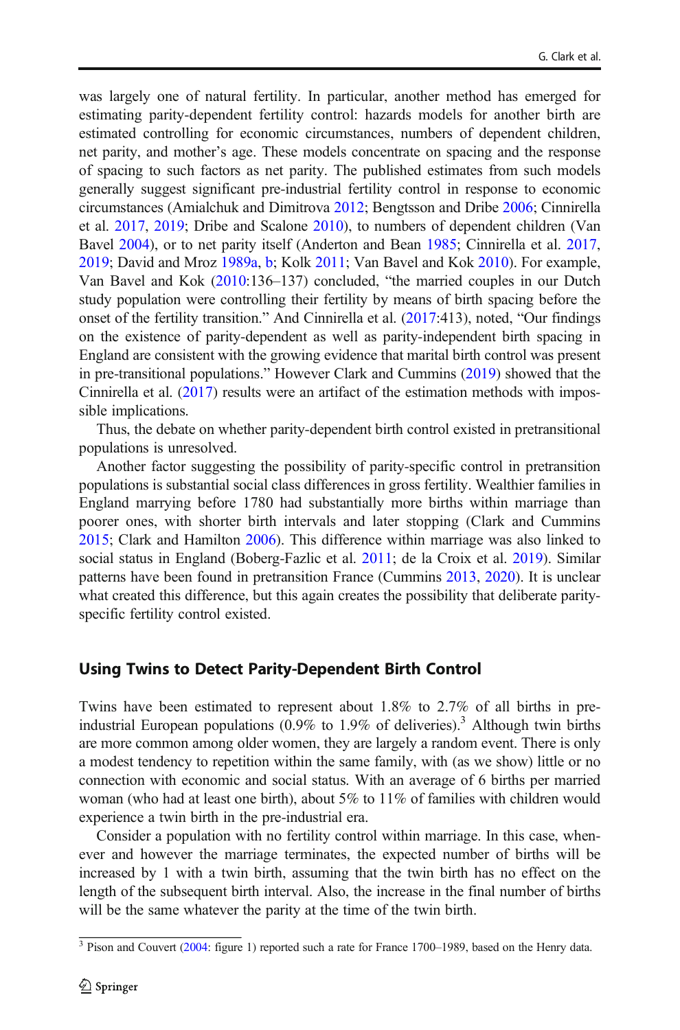was largely one of natural fertility. In particular, another method has emerged for estimating parity-dependent fertility control: hazards models for another birth are estimated controlling for economic circumstances, numbers of dependent children, net parity, and mother's age. These models concentrate on spacing and the response of spacing to such factors as net parity. The published estimates from such models generally suggest significant pre-industrial fertility control in response to economic circumstances (Amialchuk and Dimitrova 2012; Bengtsson and Dribe 2006; Cinnirella et al. 2017, 2019; Dribe and Scalone 2010), to numbers of dependent children (Van Bavel 2004), or to net parity itself (Anderton and Bean 1985; Cinnirella et al. 2017, 2019; David and Mroz 1989a, b; Kolk 2011; Van Bavel and Kok 2010). For example, Van Bavel and Kok (2010:136–137) concluded, "the married couples in our Dutch study population were controlling their fertility by means of birth spacing before the onset of the fertility transition." And Cinnirella et al. (2017:413), noted, "Our findings on the existence of parity-dependent as well as parity-independent birth spacing in England are consistent with the growing evidence that marital birth control was present in pre-transitional populations." However Clark and Cummins (2019) showed that the Cinnirella et al. (2017) results were an artifact of the estimation methods with impossible implications.

Thus, the debate on whether parity-dependent birth control existed in pretransitional populations is unresolved.

Another factor suggesting the possibility of parity-specific control in pretransition populations is substantial social class differences in gross fertility. Wealthier families in England marrying before 1780 had substantially more births within marriage than poorer ones, with shorter birth intervals and later stopping (Clark and Cummins 2015; Clark and Hamilton 2006). This difference within marriage was also linked to social status in England (Boberg-Fazlic et al. 2011; de la Croix et al. 2019). Similar patterns have been found in pretransition France (Cummins 2013, 2020). It is unclear what created this difference, but this again creates the possibility that deliberate parity-specific fertility control existed.

## Using Twins to Detect Parity-Dependent Birth Control

Twins have been estimated to represent about 1.8% to 2.7% of all births in pre-industrial European populations (0.9% to 1.9% of deliveries).[3] Although twin births are more common among older women, they are largely a random event. There is only a modest tendency to repetition within the same family, with (as we show) little or no connection with economic and social status. With an average of 6 births per married woman (who had at least one birth), about 5% to 11% of families with children would experience a twin birth in the pre-industrial era.

Consider a population with no fertility control within marriage. In this case, whenever and however the marriage terminates, the expected number of births will be increased by 1 with a twin birth, assuming that the twin birth has no effect on the length of the subsequent birth interval. Also, the increase in the final number of births will be the same whatever the parity at the time of the twin birth.

[3] Pison and Couvert (2004: figure 1) reported such a rate for France 1700–1989, based on the Henry data.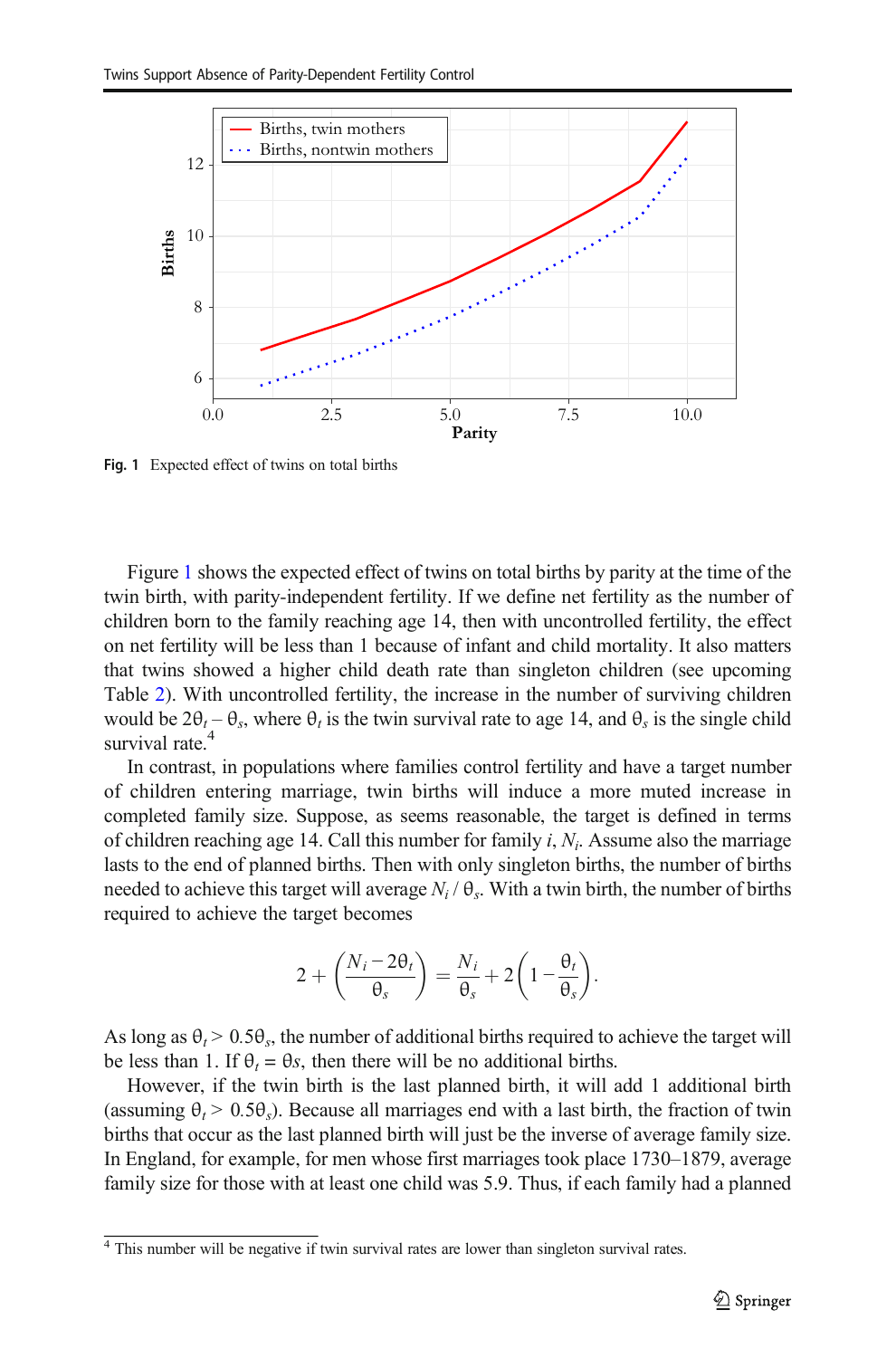Fig. 1 Expected effect of twins on total births

Figure 1 shows the expected effect of twins on total births by parity at the time of the twin birth, with parity-independent fertility. If we define net fertility as the number of children born to the family reaching age 14, then with uncontrolled fertility, the effect on net fertility will be less than 1 because of infant and child mortality. It also matters that twins showed a higher child death rate than singleton children (see upcoming Table 2). With uncontrolled fertility, the increase in the number of surviving children would be $2\theta_t - \theta_s$, where $\theta_t$ is the twin survival rate to age 14, and $\theta_s$ is the single child survival rate.[4]

In contrast, in populations where families control fertility and have a target number of children entering marriage, twin births will induce a more muted increase in completed family size. Suppose, as seems reasonable, the target is defined in terms of children reaching age 14. Call this number for family $i$, $N_i$. Assume also the marriage lasts to the end of planned births. Then with only singleton births, the number of births needed to achieve this target will average $N_i / \theta_s$. With a twin birth, the number of births required to achieve the target becomes

$$2 + \left( \frac{N_i - 2\theta_t}{\theta_s} \right) = \frac{N_i}{\theta_s} + 2\left( 1 - \frac{\theta_t}{\theta_s} \right).$$

As long as $\theta_t > 0.5\theta_s$, the number of additional births required to achieve the target will be less than 1. If $\theta_t = \theta s$, then there will be no additional births.

However, if the twin birth is the last planned birth, it will add 1 additional birth (assuming $\theta_t > 0.5\theta_s$). Because all marriages end with a last birth, the fraction of twin births that occur as the last planned birth will just be the inverse of average family size. In England, for example, for men whose first marriages took place 1730–1879, average family size for those with at least one child was 5.9. Thus, if each family had a planned

[4] This number will be negative if twin survival rates are lower than singleton survival rates.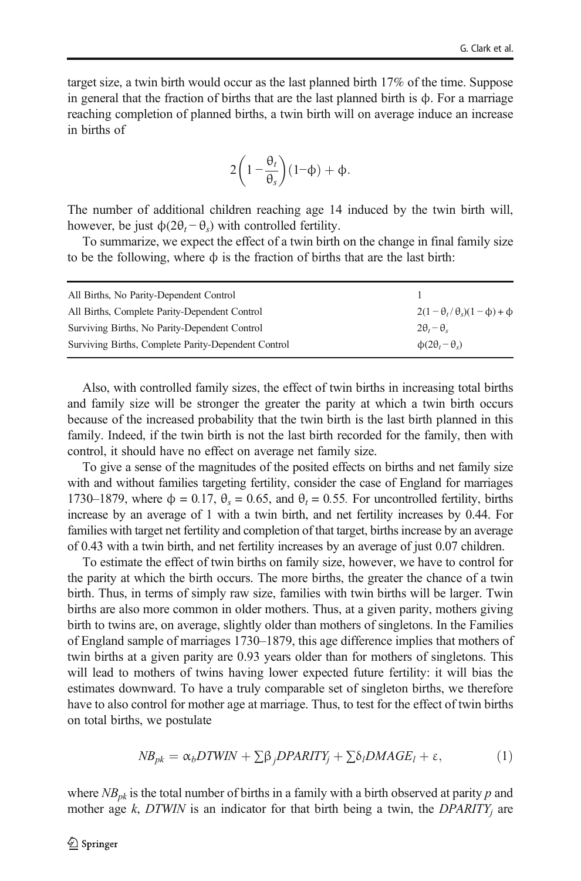target size, a twin birth would occur as the last planned birth 17% of the time. Suppose in general that the fraction of births that are the last planned birth is $\phi$. For a marriage reaching completion of planned births, a twin birth will on average induce an increase in births of

$$2\left(1-\frac{\theta_t}{\theta_s}\right)(1-\phi)+\phi.$$

The number of additional children reaching age 14 induced by the twin birth will, however, be just $\phi(2\theta_t-\theta_s)$ with controlled fertility.

To summarize, we expect the effect of a twin birth on the change in final family size to be the following, where $\phi$ is the fraction of births that are the last birth:

| | |
|---|---|
| All Births, No Parity-Dependent Control | 1 |
| All Births, Complete Parity-Dependent Control | $2(1-\theta_t/\theta_s)(1-\phi)+\phi$ |
| Surviving Births, No Parity-Dependent Control | $2\theta_t-\theta_s$ |
| Surviving Births, Complete Parity-Dependent Control | $\phi(2\theta_t-\theta_s)$ |

Also, with controlled family sizes, the effect of twin births in increasing total births and family size will be stronger the greater the parity at which a twin birth occurs because of the increased probability that the twin birth is the last birth planned in this family. Indeed, if the twin birth is not the last birth recorded for the family, then with control, it should have no effect on average net family size.

To give a sense of the magnitudes of the posited effects on births and net family size with and without families targeting fertility, consider the case of England for marriages 1730–1879, where $\phi = 0.17$, $\theta_s = 0.65$, and $\theta_t = 0.55$. For uncontrolled fertility, births increase by an average of 1 with a twin birth, and net fertility increases by 0.44. For families with target net fertility and completion of that target, births increase by an average of 0.43 with a twin birth, and net fertility increases by an average of just 0.07 children.

To estimate the effect of twin births on family size, however, we have to control for the parity at which the birth occurs. The more births, the greater the chance of a twin birth. Thus, in terms of simply raw size, families with twin births will be larger. Twin births are also more common in older mothers. Thus, at a given parity, mothers giving birth to twins are, on average, slightly older than mothers of singletons. In the Families of England sample of marriages 1730–1879, this age difference implies that mothers of twin births at a given parity are 0.93 years older than for mothers of singletons. This will lead to mothers of twins having lower expected future fertility: it will bias the estimates downward. To have a truly comparable set of singleton births, we therefore have to also control for mother age at marriage. Thus, to test for the effect of twin births on total births, we postulate

$$NB_{pk} = \alpha_b DTWIN + \sum\beta_j DPARITY_j + \sum\delta_l DMAGE_l + \varepsilon, \tag{1}$$

where $NB_{pk}$ is the total number of births in a family with a birth observed at parity $p$ and mother age $k$, $DTWIN$ is an indicator for that birth being a twin, the $DPARITY_j$ are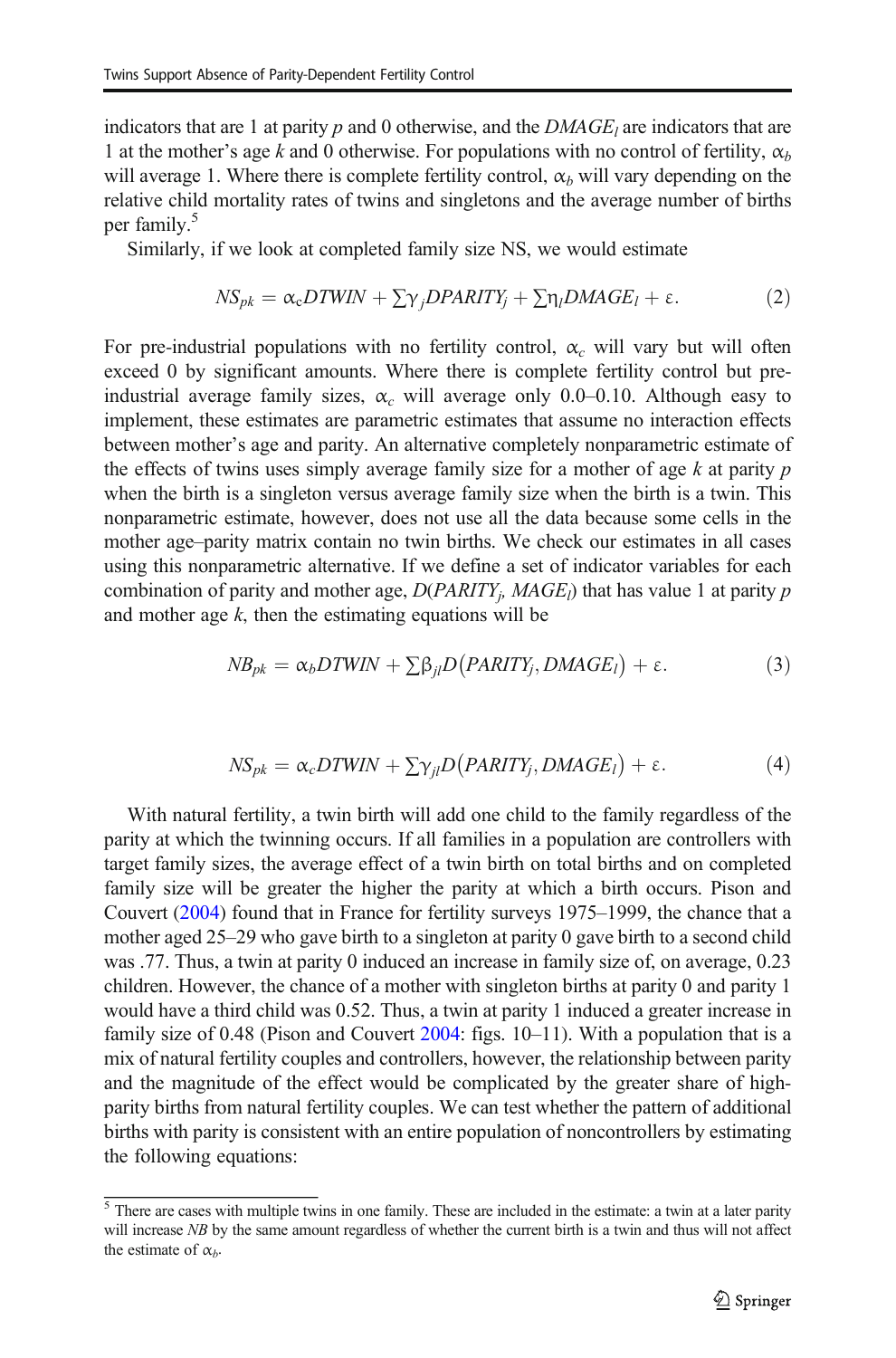indicators that are 1 at parity $p$ and 0 otherwise, and the $DMAGE_l$ are indicators that are 1 at the mother's age $k$ and 0 otherwise. For populations with no control of fertility, $\alpha_b$ will average 1. Where there is complete fertility control, $\alpha_b$ will vary depending on the relative child mortality rates of twins and singletons and the average number of births per family.[5]

Similarly, if we look at completed family size NS, we would estimate

$$NS_{pk} = \alpha_c DTWIN + \sum \gamma_j DPARITY_j + \sum \eta_l DMAGE_l + \varepsilon. \tag{2}$$

For pre-industrial populations with no fertility control, $\alpha_c$ will vary but will often exceed 0 by significant amounts. Where there is complete fertility control but pre-industrial average family sizes, $\alpha_c$ will average only 0.0–0.10. Although easy to implement, these estimates are parametric estimates that assume no interaction effects between mother's age and parity. An alternative completely nonparametric estimate of the effects of twins uses simply average family size for a mother of age $k$ at parity $p$ when the birth is a singleton versus average family size when the birth is a twin. This nonparametric estimate, however, does not use all the data because some cells in the mother age–parity matrix contain no twin births. We check our estimates in all cases using this nonparametric alternative. If we define a set of indicator variables for each combination of parity and mother age, $D(PARITY_j, MAGE_l)$ that has value 1 at parity $p$ and mother age $k$, then the estimating equations will be

$$NB_{pk} = \alpha_b DTWIN + \sum \beta_{jl} D\left(PARITY_j, DMAGE_l\right) + \varepsilon. \tag{3}$$

$$NS_{pk} = \alpha_c DTWIN + \sum \gamma_{jl} D\left(PARITY_j, DMAGE_l\right) + \varepsilon. \tag{4}$$

With natural fertility, a twin birth will add one child to the family regardless of the parity at which the twinning occurs. If all families in a population are controllers with target family sizes, the average effect of a twin birth on total births and on completed family size will be greater the higher the parity at which a birth occurs. Pison and Couvert (2004) found that in France for fertility surveys 1975–1999, the chance that a mother aged 25–29 who gave birth to a singleton at parity 0 gave birth to a second child was .77. Thus, a twin at parity 0 induced an increase in family size of, on average, 0.23 children. However, the chance of a mother with singleton births at parity 0 and parity 1 would have a third child was 0.52. Thus, a twin at parity 1 induced a greater increase in family size of 0.48 (Pison and Couvert 2004: figs. 10–11). With a population that is a mix of natural fertility couples and controllers, however, the relationship between parity and the magnitude of the effect would be complicated by the greater share of high-parity births from natural fertility couples. We can test whether the pattern of additional births with parity is consistent with an entire population of noncontrollers by estimating the following equations:

[5] There are cases with multiple twins in one family. These are included in the estimate: a twin at a later parity will increase $NB$ by the same amount regardless of whether the current birth is a twin and thus will not affect the estimate of $\alpha_b$.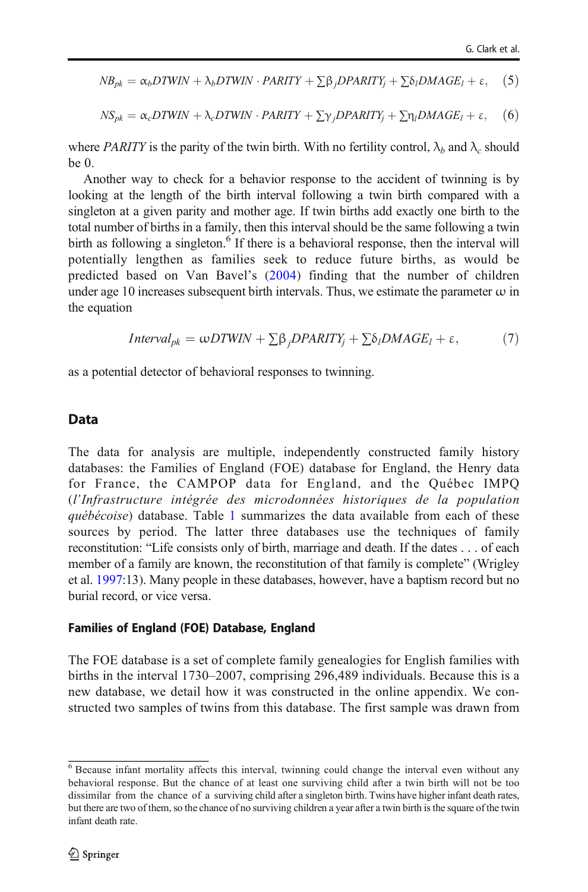$$NB_{pk} = \alpha_b DTWIN + \lambda_b DTWIN \cdot PARITY + \sum \beta_j DPARITY_j + \sum \delta_l DMAGE_l + \varepsilon, \quad (5)$$

$$NS_{pk} = \alpha_c DTWIN + \lambda_c DTWIN \cdot PARITY + \sum \gamma_j DPARITY_j + \sum \eta_l DMAGE_l + \varepsilon, \quad (6)$$

where *PARITY* is the parity of the twin birth. With no fertility control, $\lambda_b$ and $\lambda_c$ should be 0.

Another way to check for a behavior response to the accident of twinning is by looking at the length of the birth interval following a twin birth compared with a singleton at a given parity and mother age. If twin births add exactly one birth to the total number of births in a family, then this interval should be the same following a twin birth as following a singleton.[6] If there is a behavioral response, then the interval will potentially lengthen as families seek to reduce future births, as would be predicted based on Van Bavel's (2004) finding that the number of children under age 10 increases subsequent birth intervals. Thus, we estimate the parameter $\omega$ in the equation

$$Interval_{pk} = \omega DTWIN + \sum \beta_j DPARITY_j + \sum \delta_l DMAGE_l + \varepsilon, \quad (7)$$

as a potential detector of behavioral responses to twinning.

## Data

The data for analysis are multiple, independently constructed family history databases: the Families of England (FOE) database for England, the Henry data for France, the CAMPOP data for England, and the Québec IMPQ (*l'Infrastructure intégrée des microdonnées historiques de la population québécoise*) database. Table 1 summarizes the data available from each of these sources by period. The latter three databases use the techniques of family reconstitution: "Life consists only of birth, marriage and death. If the dates . . . of each member of a family are known, the reconstitution of that family is complete" (Wrigley et al. 1997:13). Many people in these databases, however, have a baptism record but no burial record, or vice versa.

### Families of England (FOE) Database, England

The FOE database is a set of complete family genealogies for English families with births in the interval 1730–2007, comprising 296,489 individuals. Because this is a new database, we detail how it was constructed in the online appendix. We constructed two samples of twins from this database. The first sample was drawn from

[6] Because infant mortality affects this interval, twinning could change the interval even without any behavioral response. But the chance of at least one surviving child after a twin birth will not be too dissimilar from the chance of a surviving child after a singleton birth. Twins have higher infant death rates, but there are two of them, so the chance of no surviving children a year after a twin birth is the square of the twin infant death rate.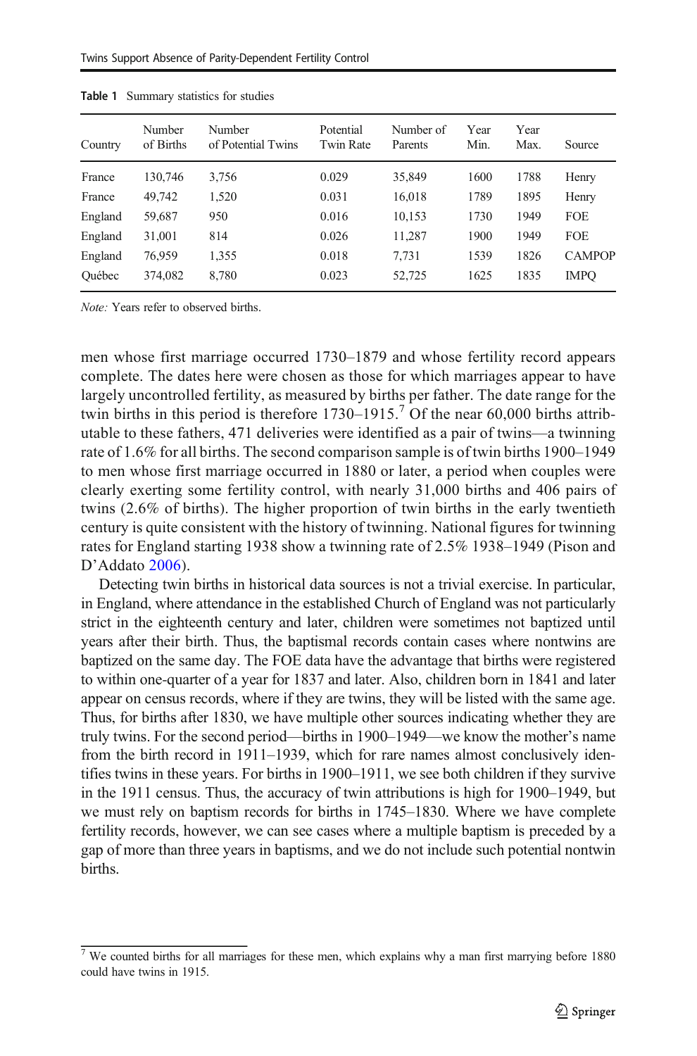**Table 1** Summary statistics for studies

| Country | Number of Births | Number of Potential Twins | Potential Twin Rate | Number of Parents | Year Min. | Year Max. | Source |
|---|---|---|---|---|---|---|---|
| France | 130,746 | 3,756 | 0.029 | 35,849 | 1600 | 1788 | Henry |
| France | 49,742 | 1,520 | 0.031 | 16,018 | 1789 | 1895 | Henry |
| England | 59,687 | 950 | 0.016 | 10,153 | 1730 | 1949 | FOE |
| England | 31,001 | 814 | 0.026 | 11,287 | 1900 | 1949 | FOE |
| England | 76,959 | 1,355 | 0.018 | 7,731 | 1539 | 1826 | CAMPOP |
| Québec | 374,082 | 8,780 | 0.023 | 52,725 | 1625 | 1835 | IMPQ |

*Note:* Years refer to observed births.

men whose first marriage occurred 1730–1879 and whose fertility record appears complete. The dates here were chosen as those for which marriages appear to have largely uncontrolled fertility, as measured by births per father. The date range for the twin births in this period is therefore 1730–1915.[7] Of the near 60,000 births attributable to these fathers, 471 deliveries were identified as a pair of twins—a twinning rate of 1.6% for all births. The second comparison sample is of twin births 1900–1949 to men whose first marriage occurred in 1880 or later, a period when couples were clearly exerting some fertility control, with nearly 31,000 births and 406 pairs of twins (2.6% of births). The higher proportion of twin births in the early twentieth century is quite consistent with the history of twinning. National figures for twinning rates for England starting 1938 show a twinning rate of 2.5% 1938–1949 (Pison and D'Addato 2006).

Detecting twin births in historical data sources is not a trivial exercise. In particular, in England, where attendance in the established Church of England was not particularly strict in the eighteenth century and later, children were sometimes not baptized until years after their birth. Thus, the baptismal records contain cases where nontwins are baptized on the same day. The FOE data have the advantage that births were registered to within one-quarter of a year for 1837 and later. Also, children born in 1841 and later appear on census records, where if they are twins, they will be listed with the same age. Thus, for births after 1830, we have multiple other sources indicating whether they are truly twins. For the second period—births in 1900–1949—we know the mother's name from the birth record in 1911–1939, which for rare names almost conclusively identifies twins in these years. For births in 1900–1911, we see both children if they survive in the 1911 census. Thus, the accuracy of twin attributions is high for 1900–1949, but we must rely on baptism records for births in 1745–1830. Where we have complete fertility records, however, we can see cases where a multiple baptism is preceded by a gap of more than three years in baptisms, and we do not include such potential nontwin births.

[7] We counted births for all marriages for these men, which explains why a man first marrying before 1880 could have twins in 1915.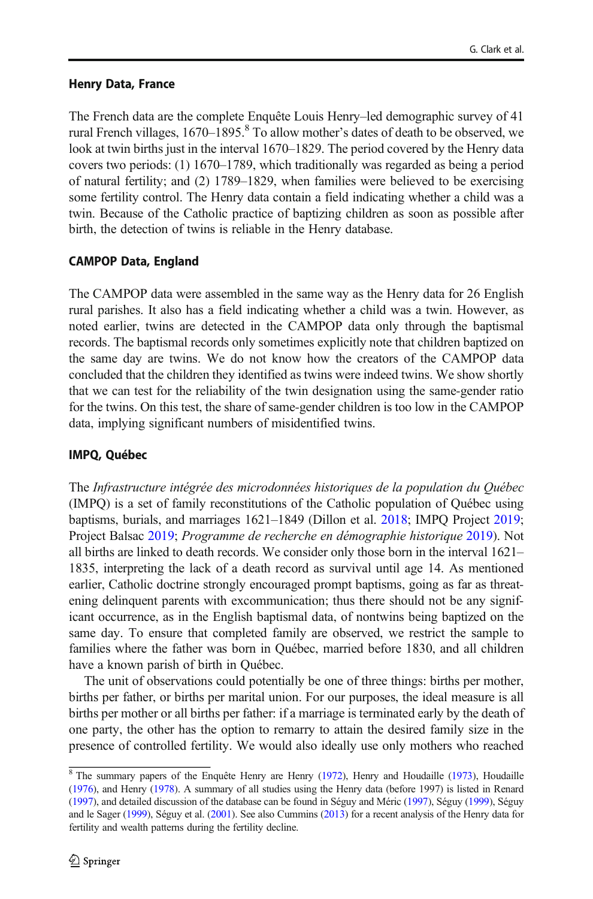### Henry Data, France

The French data are the complete Enquête Louis Henry–led demographic survey of 41 rural French villages, 1670–1895.[8] To allow mother's dates of death to be observed, we look at twin births just in the interval 1670–1829. The period covered by the Henry data covers two periods: (1) 1670–1789, which traditionally was regarded as being a period of natural fertility; and (2) 1789–1829, when families were believed to be exercising some fertility control. The Henry data contain a field indicating whether a child was a twin. Because of the Catholic practice of baptizing children as soon as possible after birth, the detection of twins is reliable in the Henry database.

### CAMPOP Data, England

The CAMPOP data were assembled in the same way as the Henry data for 26 English rural parishes. It also has a field indicating whether a child was a twin. However, as noted earlier, twins are detected in the CAMPOP data only through the baptismal records. The baptismal records only sometimes explicitly note that children baptized on the same day are twins. We do not know how the creators of the CAMPOP data concluded that the children they identified as twins were indeed twins. We show shortly that we can test for the reliability of the twin designation using the same-gender ratio for the twins. On this test, the share of same-gender children is too low in the CAMPOP data, implying significant numbers of misidentified twins.

### IMPQ, Québec

The *Infrastructure intégrée des microdonnées historiques de la population du Québec* (IMPQ) is a set of family reconstitutions of the Catholic population of Québec using baptisms, burials, and marriages 1621–1849 (Dillon et al. 2018; IMPQ Project 2019; Project Balsac 2019; *Programme de recherche en démographie historique* 2019). Not all births are linked to death records. We consider only those born in the interval 1621–1835, interpreting the lack of a death record as survival until age 14. As mentioned earlier, Catholic doctrine strongly encouraged prompt baptisms, going as far as threatening delinquent parents with excommunication; thus there should not be any significant occurrence, as in the English baptismal data, of nontwins being baptized on the same day. To ensure that completed family are observed, we restrict the sample to families where the father was born in Québec, married before 1830, and all children have a known parish of birth in Québec.

The unit of observations could potentially be one of three things: births per mother, births per father, or births per marital union. For our purposes, the ideal measure is all births per mother or all births per father: if a marriage is terminated early by the death of one party, the other has the option to remarry to attain the desired family size in the presence of controlled fertility. We would also ideally use only mothers who reached

[8] The summary papers of the Enquête Henry are Henry (1972), Henry and Houdaille (1973), Houdaille (1976), and Henry (1978). A summary of all studies using the Henry data (before 1997) is listed in Renard (1997), and detailed discussion of the database can be found in Séguy and Méric (1997), Séguy (1999), Séguy and le Sager (1999), Séguy et al. (2001). See also Cummins (2013) for a recent analysis of the Henry data for fertility and wealth patterns during the fertility decline.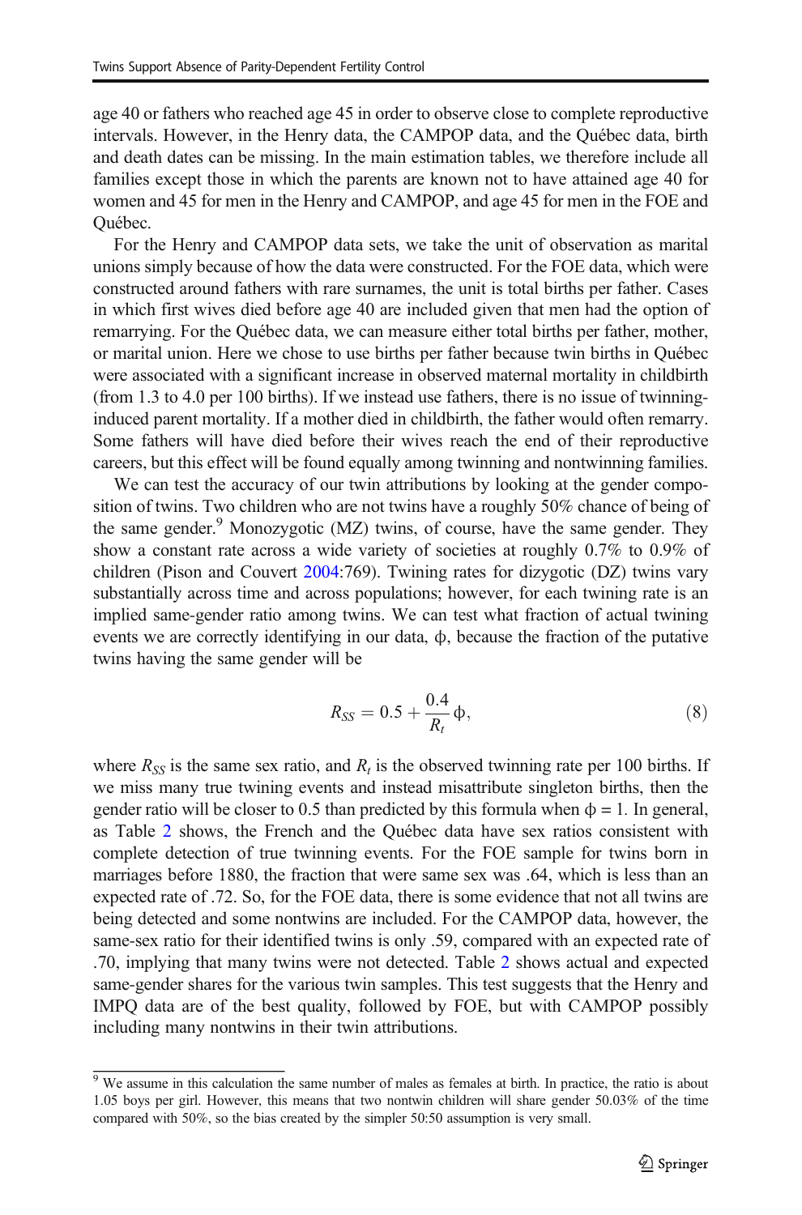age 40 or fathers who reached age 45 in order to observe close to complete reproductive intervals. However, in the Henry data, the CAMPOP data, and the Québec data, birth and death dates can be missing. In the main estimation tables, we therefore include all families except those in which the parents are known not to have attained age 40 for women and 45 for men in the Henry and CAMPOP, and age 45 for men in the FOE and Québec.

For the Henry and CAMPOP data sets, we take the unit of observation as marital unions simply because of how the data were constructed. For the FOE data, which were constructed around fathers with rare surnames, the unit is total births per father. Cases in which first wives died before age 40 are included given that men had the option of remarrying. For the Québec data, we can measure either total births per father, mother, or marital union. Here we chose to use births per father because twin births in Québec were associated with a significant increase in observed maternal mortality in childbirth (from 1.3 to 4.0 per 100 births). If we instead use fathers, there is no issue of twinning-induced parent mortality. If a mother died in childbirth, the father would often remarry. Some fathers will have died before their wives reach the end of their reproductive careers, but this effect will be found equally among twinning and nontwinning families.

We can test the accuracy of our twin attributions by looking at the gender composition of twins. Two children who are not twins have a roughly 50% chance of being of the same gender.[9] Monozygotic (MZ) twins, of course, have the same gender. They show a constant rate across a wide variety of societies at roughly 0.7% to 0.9% of children (Pison and Couvert 2004:769). Twining rates for dizygotic (DZ) twins vary substantially across time and across populations; however, for each twining rate is an implied same-gender ratio among twins. We can test what fraction of actual twining events we are correctly identifying in our data, ϕ, because the fraction of the putative twins having the same gender will be

$$R_{SS} = 0.5 + \frac{0.4}{R_t}\phi, \tag{8}$$

where $R_{SS}$ is the same sex ratio, and $R_t$ is the observed twinning rate per 100 births. If we miss many true twining events and instead misattribute singleton births, then the gender ratio will be closer to 0.5 than predicted by this formula when $\phi = 1$. In general, as Table 2 shows, the French and the Québec data have sex ratios consistent with complete detection of true twinning events. For the FOE sample for twins born in marriages before 1880, the fraction that were same sex was .64, which is less than an expected rate of .72. So, for the FOE data, there is some evidence that not all twins are being detected and some nontwins are included. For the CAMPOP data, however, the same-sex ratio for their identified twins is only .59, compared with an expected rate of .70, implying that many twins were not detected. Table 2 shows actual and expected same-gender shares for the various twin samples. This test suggests that the Henry and IMPQ data are of the best quality, followed by FOE, but with CAMPOP possibly including many nontwins in their twin attributions.

[9] We assume in this calculation the same number of males as females at birth. In practice, the ratio is about 1.05 boys per girl. However, this means that two nontwin children will share gender 50.03% of the time compared with 50%, so the bias created by the simpler 50:50 assumption is very small.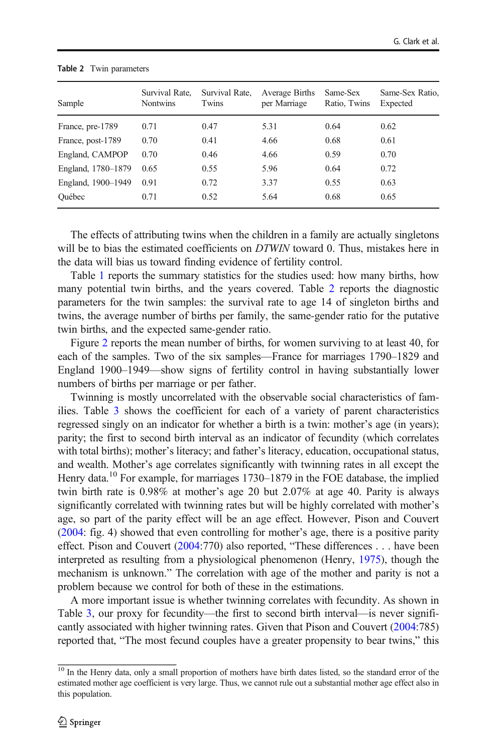**Table 2** Twin parameters

| Sample | Survival Rate, Nontwins | Survival Rate, Twins | Average Births per Marriage | Same-Sex Ratio, Twins | Same-Sex Ratio, Expected |
|---|---|---|---|---|---|
| France, pre-1789 | 0.71 | 0.47 | 5.31 | 0.64 | 0.62 |
| France, post-1789 | 0.70 | 0.41 | 4.66 | 0.68 | 0.61 |
| England, CAMPOP | 0.70 | 0.46 | 4.66 | 0.59 | 0.70 |
| England, 1780–1879 | 0.65 | 0.55 | 5.96 | 0.64 | 0.72 |
| England, 1900–1949 | 0.91 | 0.72 | 3.37 | 0.55 | 0.63 |
| Québec | 0.71 | 0.52 | 5.64 | 0.68 | 0.65 |

The effects of attributing twins when the children in a family are actually singletons will be to bias the estimated coefficients on *DTWIN* toward 0. Thus, mistakes here in the data will bias us toward finding evidence of fertility control.

Table 1 reports the summary statistics for the studies used: how many births, how many potential twin births, and the years covered. Table 2 reports the diagnostic parameters for the twin samples: the survival rate to age 14 of singleton births and twins, the average number of births per family, the same-gender ratio for the putative twin births, and the expected same-gender ratio.

Figure 2 reports the mean number of births, for women surviving to at least 40, for each of the samples. Two of the six samples—France for marriages 1790–1829 and England 1900–1949—show signs of fertility control in having substantially lower numbers of births per marriage or per father.

Twinning is mostly uncorrelated with the observable social characteristics of families. Table 3 shows the coefficient for each of a variety of parent characteristics regressed singly on an indicator for whether a birth is a twin: mother's age (in years); parity; the first to second birth interval as an indicator of fecundity (which correlates with total births); mother's literacy; and father's literacy, education, occupational status, and wealth. Mother's age correlates significantly with twinning rates in all except the Henry data.[10] For example, for marriages 1730–1879 in the FOE database, the implied twin birth rate is 0.98% at mother's age 20 but 2.07% at age 40. Parity is always significantly correlated with twinning rates but will be highly correlated with mother's age, so part of the parity effect will be an age effect. However, Pison and Couvert (2004: fig. 4) showed that even controlling for mother's age, there is a positive parity effect. Pison and Couvert (2004:770) also reported, "These differences . . . have been interpreted as resulting from a physiological phenomenon (Henry, 1975), though the mechanism is unknown." The correlation with age of the mother and parity is not a problem because we control for both of these in the estimations.

A more important issue is whether twinning correlates with fecundity. As shown in Table 3, our proxy for fecundity—the first to second birth interval—is never significantly associated with higher twinning rates. Given that Pison and Couvert (2004:785) reported that, "The most fecund couples have a greater propensity to bear twins," this

[10] In the Henry data, only a small proportion of mothers have birth dates listed, so the standard error of the estimated mother age coefficient is very large. Thus, we cannot rule out a substantial mother age effect also in this population.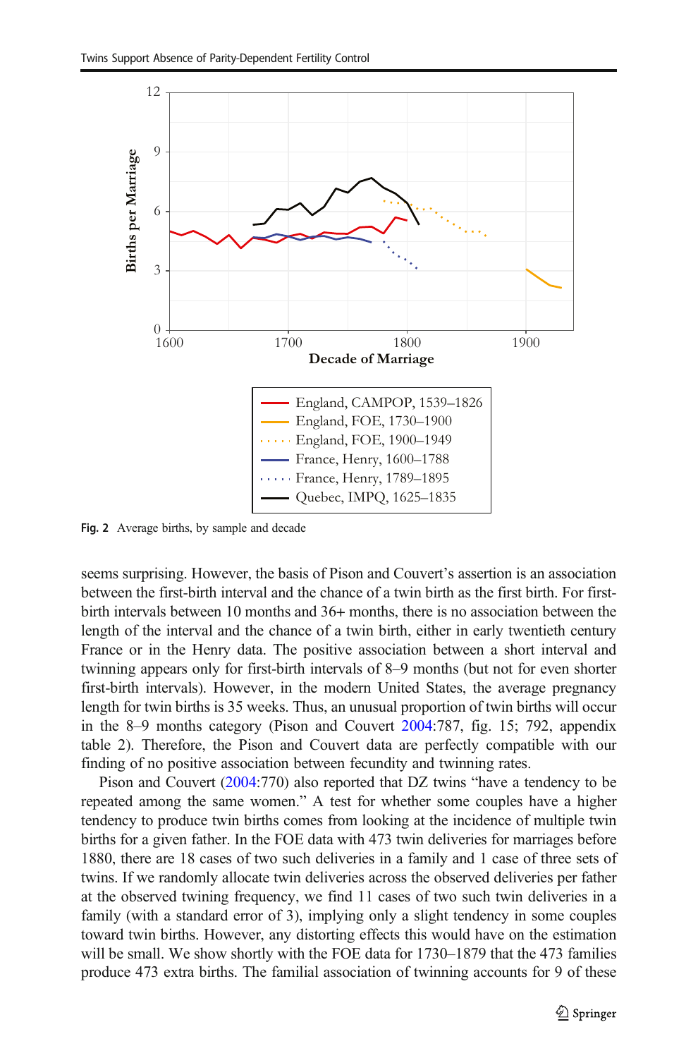Fig. 2 Average births, by sample and decade

seems surprising. However, the basis of Pison and Couvert's assertion is an association between the first-birth interval and the chance of a twin birth as the first birth. For first-birth intervals between 10 months and 36+ months, there is no association between the length of the interval and the chance of a twin birth, either in early twentieth century France or in the Henry data. The positive association between a short interval and twinning appears only for first-birth intervals of 8–9 months (but not for even shorter first-birth intervals). However, in the modern United States, the average pregnancy length for twin births is 35 weeks. Thus, an unusual proportion of twin births will occur in the 8–9 months category (Pison and Couvert 2004:787, fig. 15; 792, appendix table 2). Therefore, the Pison and Couvert data are perfectly compatible with our finding of no positive association between fecundity and twinning rates.

Pison and Couvert (2004:770) also reported that DZ twins "have a tendency to be repeated among the same women." A test for whether some couples have a higher tendency to produce twin births comes from looking at the incidence of multiple twin births for a given father. In the FOE data with 473 twin deliveries for marriages before 1880, there are 18 cases of two such deliveries in a family and 1 case of three sets of twins. If we randomly allocate twin deliveries across the observed deliveries per father at the observed twining frequency, we find 11 cases of two such twin deliveries in a family (with a standard error of 3), implying only a slight tendency in some couples toward twin births. However, any distorting effects this would have on the estimation will be small. We show shortly with the FOE data for 1730–1879 that the 473 families produce 473 extra births. The familial association of twinning accounts for 9 of these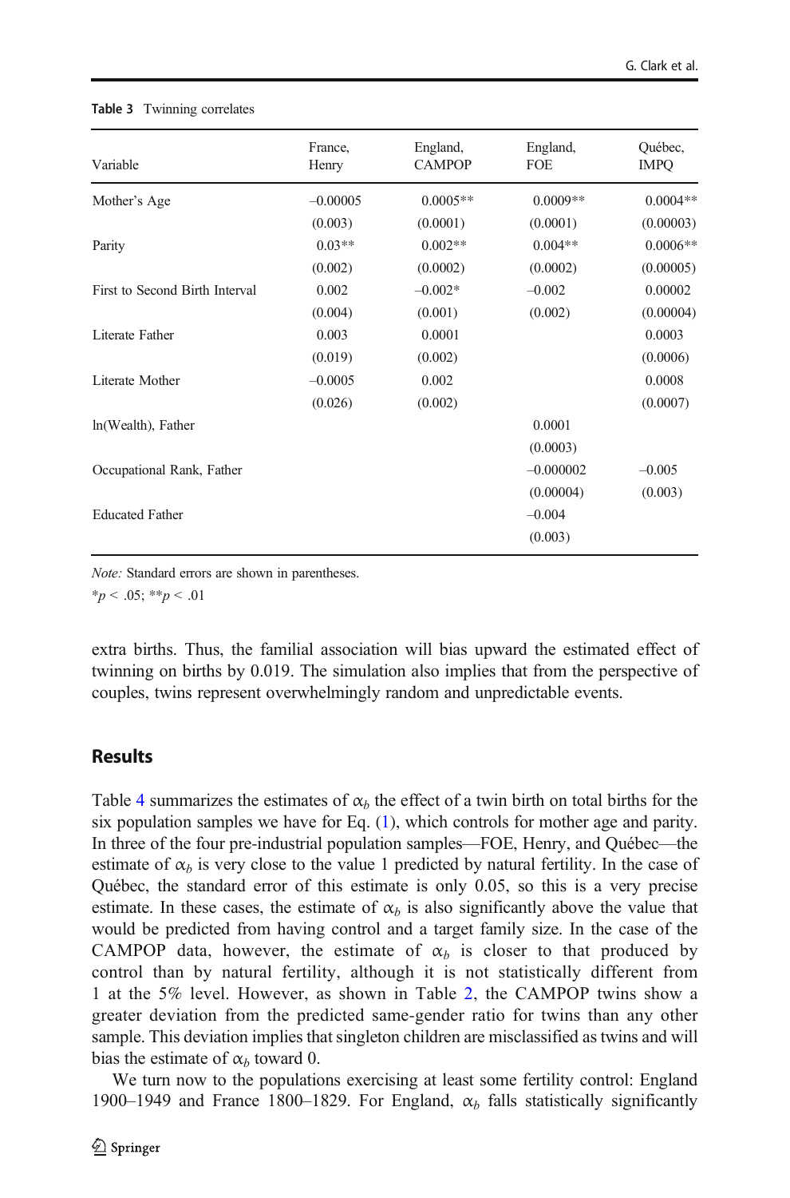**Table 3** Twinning correlates

| Variable | France, Henry | England, CAMPOP | England, FOE | Québec, IMPQ |
|---|---|---|---|---|
| Mother's Age | –0.00005 | 0.0005** | 0.0009** | 0.0004** |
| | (0.003) | (0.0001) | (0.0001) | (0.00003) |
| Parity | 0.03** | 0.002** | 0.004** | 0.0006** |
| | (0.002) | (0.0002) | (0.0002) | (0.00005) |
| First to Second Birth Interval | 0.002 | –0.002* | –0.002 | 0.00002 |
| | (0.004) | (0.001) | (0.002) | (0.00004) |
| Literate Father | 0.003 | 0.0001 | | 0.0003 |
| | (0.019) | (0.002) | | (0.0006) |
| Literate Mother | –0.0005 | 0.002 | | 0.0008 |
| | (0.026) | (0.002) | | (0.0007) |
| ln(Wealth), Father | | | 0.0001 | |
| | | | (0.0003) | |
| Occupational Rank, Father | | | –0.000002 | –0.005 |
| | | | (0.00004) | (0.003) |
| Educated Father | | | –0.004 | |
| | | | (0.003) | |

*Note:* Standard errors are shown in parentheses.

*$p < .05$; **$p < .01$

extra births. Thus, the familial association will bias upward the estimated effect of twinning on births by 0.019. The simulation also implies that from the perspective of couples, twins represent overwhelmingly random and unpredictable events.

## Results

Table 4 summarizes the estimates of $\alpha_b$ the effect of a twin birth on total births for the six population samples we have for Eq. (1), which controls for mother age and parity. In three of the four pre-industrial population samples—FOE, Henry, and Québec—the estimate of $\alpha_b$ is very close to the value 1 predicted by natural fertility. In the case of Québec, the standard error of this estimate is only 0.05, so this is a very precise estimate. In these cases, the estimate of $\alpha_b$ is also significantly above the value that would be predicted from having control and a target family size. In the case of the CAMPOP data, however, the estimate of $\alpha_b$ is closer to that produced by control than by natural fertility, although it is not statistically different from 1 at the 5% level. However, as shown in Table 2, the CAMPOP twins show a greater deviation from the predicted same-gender ratio for twins than any other sample. This deviation implies that singleton children are misclassified as twins and will bias the estimate of $\alpha_b$ toward 0.

We turn now to the populations exercising at least some fertility control: England 1900–1949 and France 1800–1829. For England, $\alpha_b$ falls statistically significantly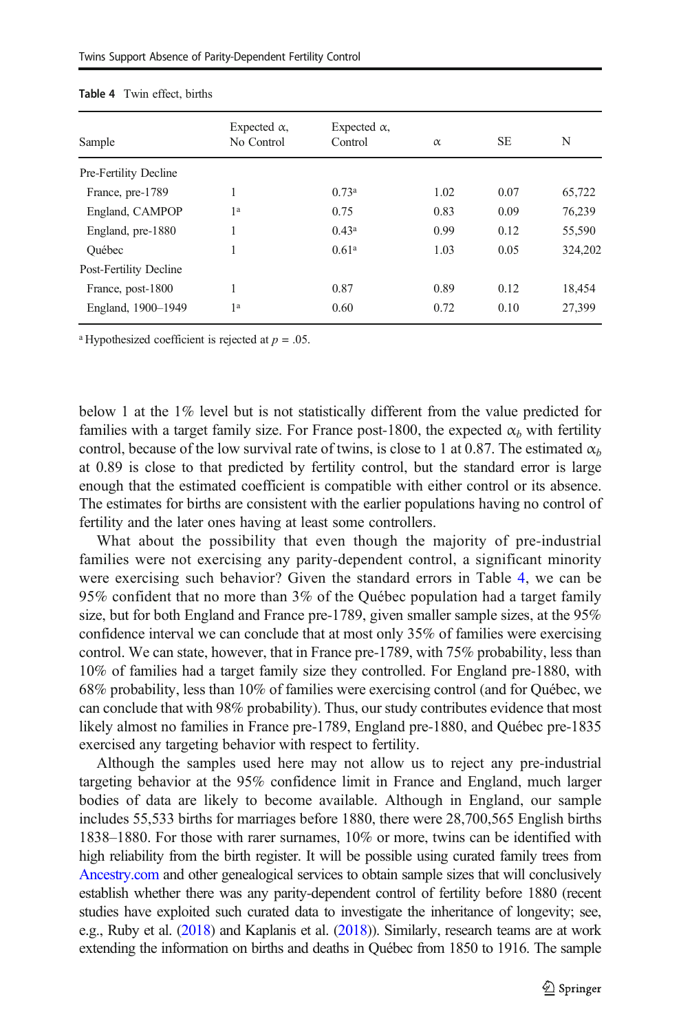**Table 4** Twin effect, births

| Sample | Expected α, No Control | Expected α, Control | α | SE | N |
|---|---|---|---|---|---|
| Pre-Fertility Decline | | | | | |
| France, pre-1789 | 1 | 0.73[a] | 1.02 | 0.07 | 65,722 |
| England, CAMPOP | 1[a] | 0.75 | 0.83 | 0.09 | 76,239 |
| England, pre-1880 | 1 | 0.43[a] | 0.99 | 0.12 | 55,590 |
| Québec | 1 | 0.61[a] | 1.03 | 0.05 | 324,202 |
| Post-Fertility Decline | | | | | |
| France, post-1800 | 1 | 0.87 | 0.89 | 0.12 | 18,454 |
| England, 1900–1949 | 1[a] | 0.60 | 0.72 | 0.10 | 27,399 |

[a] Hypothesized coefficient is rejected at $p$ = .05.

below 1 at the 1% level but is not statistically different from the value predicted for families with a target family size. For France post-1800, the expected $\alpha_b$ with fertility control, because of the low survival rate of twins, is close to 1 at 0.87. The estimated $\alpha_b$ at 0.89 is close to that predicted by fertility control, but the standard error is large enough that the estimated coefficient is compatible with either control or its absence. The estimates for births are consistent with the earlier populations having no control of fertility and the later ones having at least some controllers.

What about the possibility that even though the majority of pre-industrial families were not exercising any parity-dependent control, a significant minority were exercising such behavior? Given the standard errors in Table 4, we can be 95% confident that no more than 3% of the Québec population had a target family size, but for both England and France pre-1789, given smaller sample sizes, at the 95% confidence interval we can conclude that at most only 35% of families were exercising control. We can state, however, that in France pre-1789, with 75% probability, less than 10% of families had a target family size they controlled. For England pre-1880, with 68% probability, less than 10% of families were exercising control (and for Québec, we can conclude that with 98% probability). Thus, our study contributes evidence that most likely almost no families in France pre-1789, England pre-1880, and Québec pre-1835 exercised any targeting behavior with respect to fertility.

Although the samples used here may not allow us to reject any pre-industrial targeting behavior at the 95% confidence limit in France and England, much larger bodies of data are likely to become available. Although in England, our sample includes 55,533 births for marriages before 1880, there were 28,700,565 English births 1838–1880. For those with rarer surnames, 10% or more, twins can be identified with high reliability from the birth register. It will be possible using curated family trees from Ancestry.com and other genealogical services to obtain sample sizes that will conclusively establish whether there was any parity-dependent control of fertility before 1880 (recent studies have exploited such curated data to investigate the inheritance of longevity; see, e.g., Ruby et al. (2018) and Kaplanis et al. (2018)). Similarly, research teams are at work extending the information on births and deaths in Québec from 1850 to 1916. The sample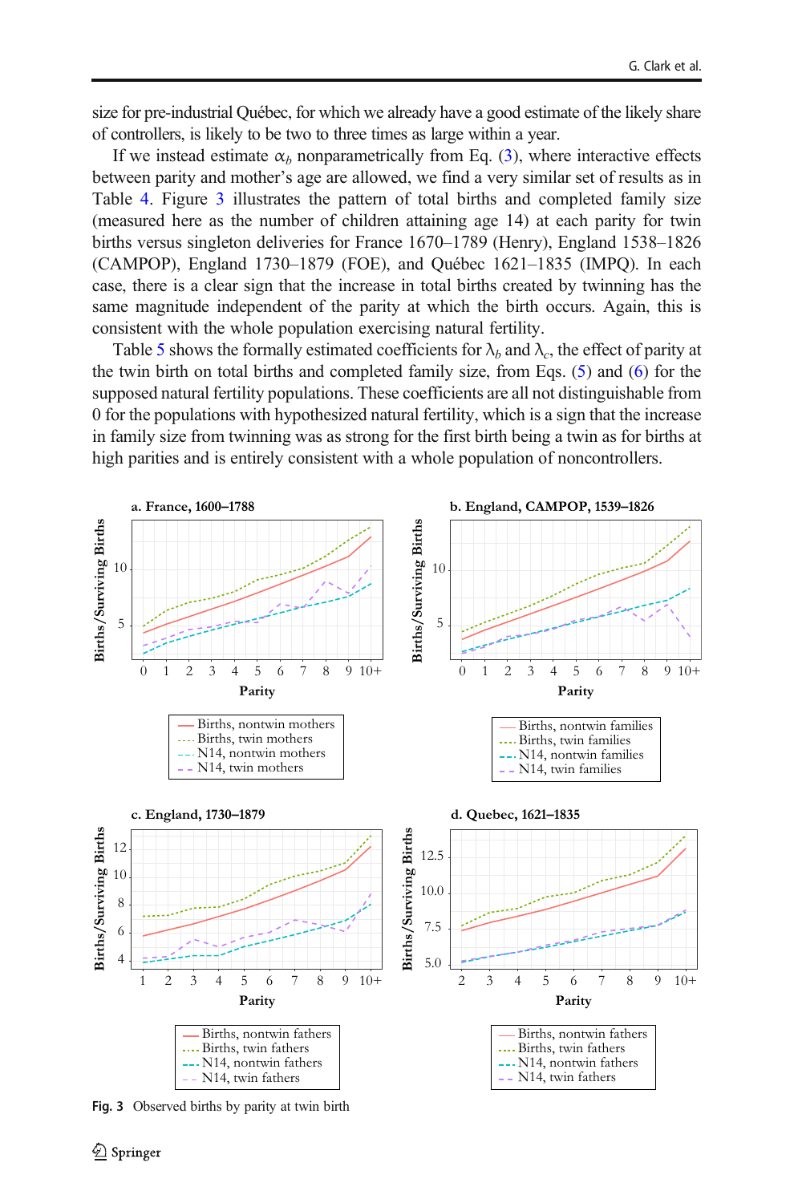size for pre-industrial Québec, for which we already have a good estimate of the likely share of controllers, is likely to be two to three times as large within a year.

If we instead estimate $\alpha_b$ nonparametrically from Eq. (3), where interactive effects between parity and mother's age are allowed, we find a very similar set of results as in Table 4. Figure 3 illustrates the pattern of total births and completed family size (measured here as the number of children attaining age 14) at each parity for twin births versus singleton deliveries for France 1670–1789 (Henry), England 1538–1826 (CAMPOP), England 1730–1879 (FOE), and Québec 1621–1835 (IMPQ). In each case, there is a clear sign that the increase in total births created by twinning has the same magnitude independent of the parity at which the birth occurs. Again, this is consistent with the whole population exercising natural fertility.

Table 5 shows the formally estimated coefficients for $\lambda_b$ and $\lambda_c$, the effect of parity at the twin birth on total births and completed family size, from Eqs. (5) and (6) for the supposed natural fertility populations. These coefficients are all not distinguishable from 0 for the populations with hypothesized natural fertility, which is a sign that the increase in family size from twinning was as strong for the first birth being a twin as for births at high parities and is entirely consistent with a whole population of noncontrollers.

**Fig. 3** Observed births by parity at twin birth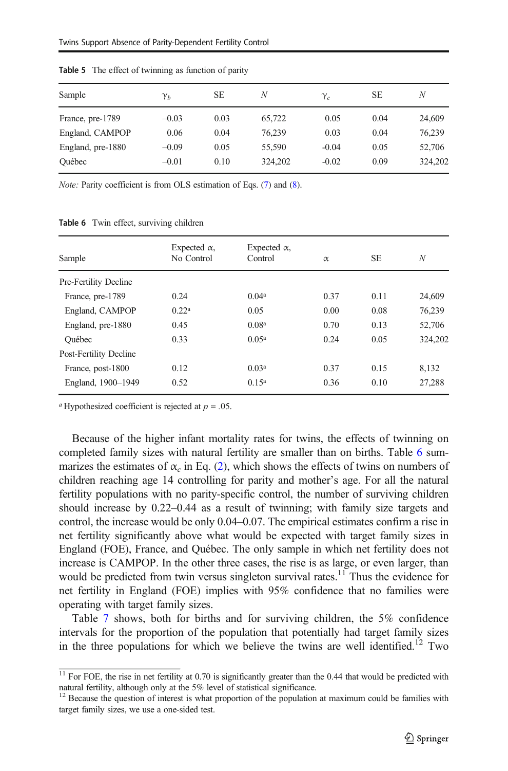**Table 5** The effect of twinning as function of parity

| Sample | $\gamma_b$ | SE | $N$ | $\gamma_c$ | SE | $N$ |
|---|---|---|---|---|---|---|
| France, pre-1789 | –0.03 | 0.03 | 65,722 | 0.05 | 0.04 | 24,609 |
| England, CAMPOP | 0.06 | 0.04 | 76,239 | 0.03 | 0.04 | 76,239 |
| England, pre-1880 | –0.09 | 0.05 | 55,590 | -0.04 | 0.05 | 52,706 |
| Québec | –0.01 | 0.10 | 324,202 | -0.02 | 0.09 | 324,202 |

*Note:* Parity coefficient is from OLS estimation of Eqs. (7) and (8).

**Table 6** Twin effect, surviving children

| Sample | Expected α, No Control | Expected α, Control | α | SE | $N$ |
|---|---|---|---|---|---|
| Pre-Fertility Decline | | | | | |
| France, pre-1789 | 0.24 | 0.04[a] | 0.37 | 0.11 | 24,609 |
| England, CAMPOP | 0.22[a] | 0.05 | 0.00 | 0.08 | 76,239 |
| England, pre-1880 | 0.45 | 0.08[a] | 0.70 | 0.13 | 52,706 |
| Québec | 0.33 | 0.05[a] | 0.24 | 0.05 | 324,202 |
| Post-Fertility Decline | | | | | |
| France, post-1800 | 0.12 | 0.03[a] | 0.37 | 0.15 | 8,132 |
| England, 1900–1949 | 0.52 | 0.15[a] | 0.36 | 0.10 | 27,288 |

[a] Hypothesized coefficient is rejected at $p = .05$.

Because of the higher infant mortality rates for twins, the effects of twinning on completed family sizes with natural fertility are smaller than on births. Table 6 summarizes the estimates of $\alpha_c$ in Eq. (2), which shows the effects of twins on numbers of children reaching age 14 controlling for parity and mother's age. For all the natural fertility populations with no parity-specific control, the number of surviving children should increase by 0.22–0.44 as a result of twinning; with family size targets and control, the increase would be only 0.04–0.07. The empirical estimates confirm a rise in net fertility significantly above what would be expected with target family sizes in England (FOE), France, and Québec. The only sample in which net fertility does not increase is CAMPOP. In the other three cases, the rise is as large, or even larger, than would be predicted from twin versus singleton survival rates.[11] Thus the evidence for net fertility in England (FOE) implies with 95% confidence that no families were operating with target family sizes.

Table 7 shows, both for births and for surviving children, the 5% confidence intervals for the proportion of the population that potentially had target family sizes in the three populations for which we believe the twins are well identified.[12] Two

[11] For FOE, the rise in net fertility at 0.70 is significantly greater than the 0.44 that would be predicted with natural fertility, although only at the 5% level of statistical significance.

[12] Because the question of interest is what proportion of the population at maximum could be families with target family sizes, we use a one-sided test.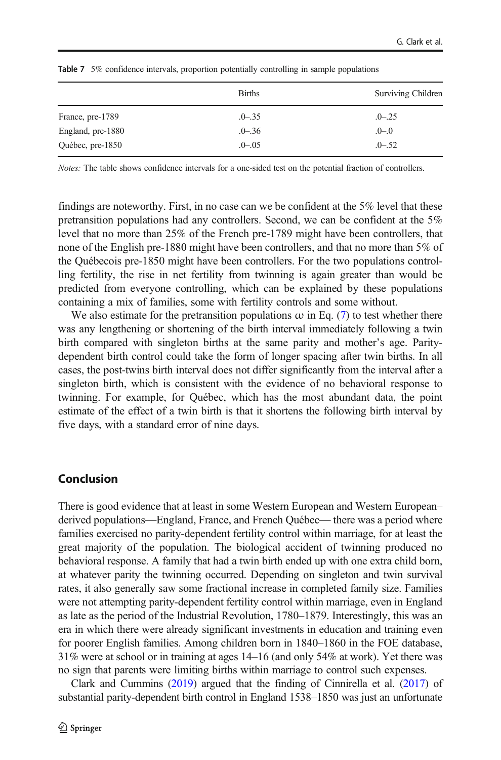Table 7 5% confidence intervals, proportion potentially controlling in sample populations

| | Births | Surviving Children |
|---|---|---|
| France, pre-1789 | .0–.35 | .0–.25 |
| England, pre-1880 | .0–.36 | .0–.0 |
| Québec, pre-1850 | .0–.05 | .0–.52 |

*Notes:* The table shows confidence intervals for a one-sided test on the potential fraction of controllers.

findings are noteworthy. First, in no case can we be confident at the 5% level that these pretransition populations had any controllers. Second, we can be confident at the 5% level that no more than 25% of the French pre-1789 might have been controllers, that none of the English pre-1880 might have been controllers, and that no more than 5% of the Québecois pre-1850 might have been controllers. For the two populations controlling fertility, the rise in net fertility from twinning is again greater than would be predicted from everyone controlling, which can be explained by these populations containing a mix of families, some with fertility controls and some without.

We also estimate for the pretransition populations ω in Eq. (7) to test whether there was any lengthening or shortening of the birth interval immediately following a twin birth compared with singleton births at the same parity and mother's age. Parity-dependent birth control could take the form of longer spacing after twin births. In all cases, the post-twins birth interval does not differ significantly from the interval after a singleton birth, which is consistent with the evidence of no behavioral response to twinning. For example, for Québec, which has the most abundant data, the point estimate of the effect of a twin birth is that it shortens the following birth interval by five days, with a standard error of nine days.

## Conclusion

There is good evidence that at least in some Western European and Western European–derived populations—England, France, and French Québec— there was a period where families exercised no parity-dependent fertility control within marriage, for at least the great majority of the population. The biological accident of twinning produced no behavioral response. A family that had a twin birth ended up with one extra child born, at whatever parity the twinning occurred. Depending on singleton and twin survival rates, it also generally saw some fractional increase in completed family size. Families were not attempting parity-dependent fertility control within marriage, even in England as late as the period of the Industrial Revolution, 1780–1879. Interestingly, this was an era in which there were already significant investments in education and training even for poorer English families. Among children born in 1840–1860 in the FOE database, 31% were at school or in training at ages 14–16 (and only 54% at work). Yet there was no sign that parents were limiting births within marriage to control such expenses.

Clark and Cummins (2019) argued that the finding of Cinnirella et al. (2017) of substantial parity-dependent birth control in England 1538–1850 was just an unfortunate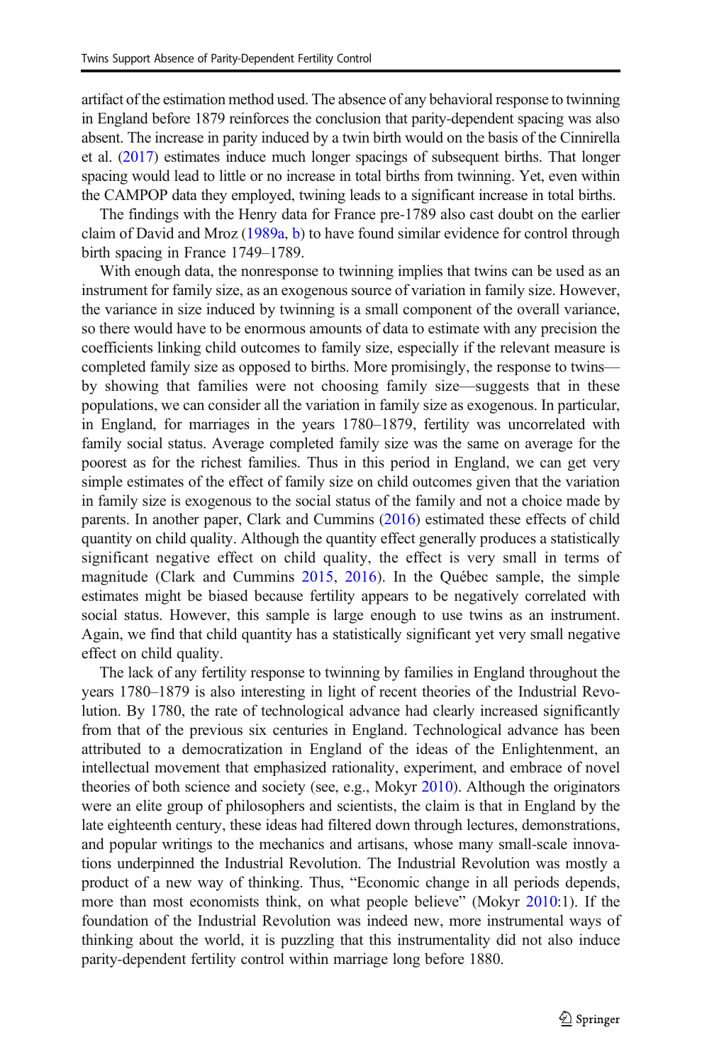artifact of the estimation method used. The absence of any behavioral response to twinning in England before 1879 reinforces the conclusion that parity-dependent spacing was also absent. The increase in parity induced by a twin birth would on the basis of the Cinnirella et al. (2017) estimates induce much longer spacings of subsequent births. That longer spacing would lead to little or no increase in total births from twinning. Yet, even within the CAMPOP data they employed, twining leads to a significant increase in total births.

The findings with the Henry data for France pre-1789 also cast doubt on the earlier claim of David and Mroz (1989a, b) to have found similar evidence for control through birth spacing in France 1749–1789.

With enough data, the nonresponse to twinning implies that twins can be used as an instrument for family size, as an exogenous source of variation in family size. However, the variance in size induced by twinning is a small component of the overall variance, so there would have to be enormous amounts of data to estimate with any precision the coefficients linking child outcomes to family size, especially if the relevant measure is completed family size as opposed to births. More promisingly, the response to twins—by showing that families were not choosing family size—suggests that in these populations, we can consider all the variation in family size as exogenous. In particular, in England, for marriages in the years 1780–1879, fertility was uncorrelated with family social status. Average completed family size was the same on average for the poorest as for the richest families. Thus in this period in England, we can get very simple estimates of the effect of family size on child outcomes given that the variation in family size is exogenous to the social status of the family and not a choice made by parents. In another paper, Clark and Cummins (2016) estimated these effects of child quantity on child quality. Although the quantity effect generally produces a statistically significant negative effect on child quality, the effect is very small in terms of magnitude (Clark and Cummins 2015, 2016). In the Québec sample, the simple estimates might be biased because fertility appears to be negatively correlated with social status. However, this sample is large enough to use twins as an instrument. Again, we find that child quantity has a statistically significant yet very small negative effect on child quality.

The lack of any fertility response to twinning by families in England throughout the years 1780–1879 is also interesting in light of recent theories of the Industrial Revolution. By 1780, the rate of technological advance had clearly increased significantly from that of the previous six centuries in England. Technological advance has been attributed to a democratization in England of the ideas of the Enlightenment, an intellectual movement that emphasized rationality, experiment, and embrace of novel theories of both science and society (see, e.g., Mokyr 2010). Although the originators were an elite group of philosophers and scientists, the claim is that in England by the late eighteenth century, these ideas had filtered down through lectures, demonstrations, and popular writings to the mechanics and artisans, whose many small-scale innovations underpinned the Industrial Revolution. The Industrial Revolution was mostly a product of a new way of thinking. Thus, "Economic change in all periods depends, more than most economists think, on what people believe" (Mokyr 2010:1). If the foundation of the Industrial Revolution was indeed new, more instrumental ways of thinking about the world, it is puzzling that this instrumentality did not also induce parity-dependent fertility control within marriage long before 1880.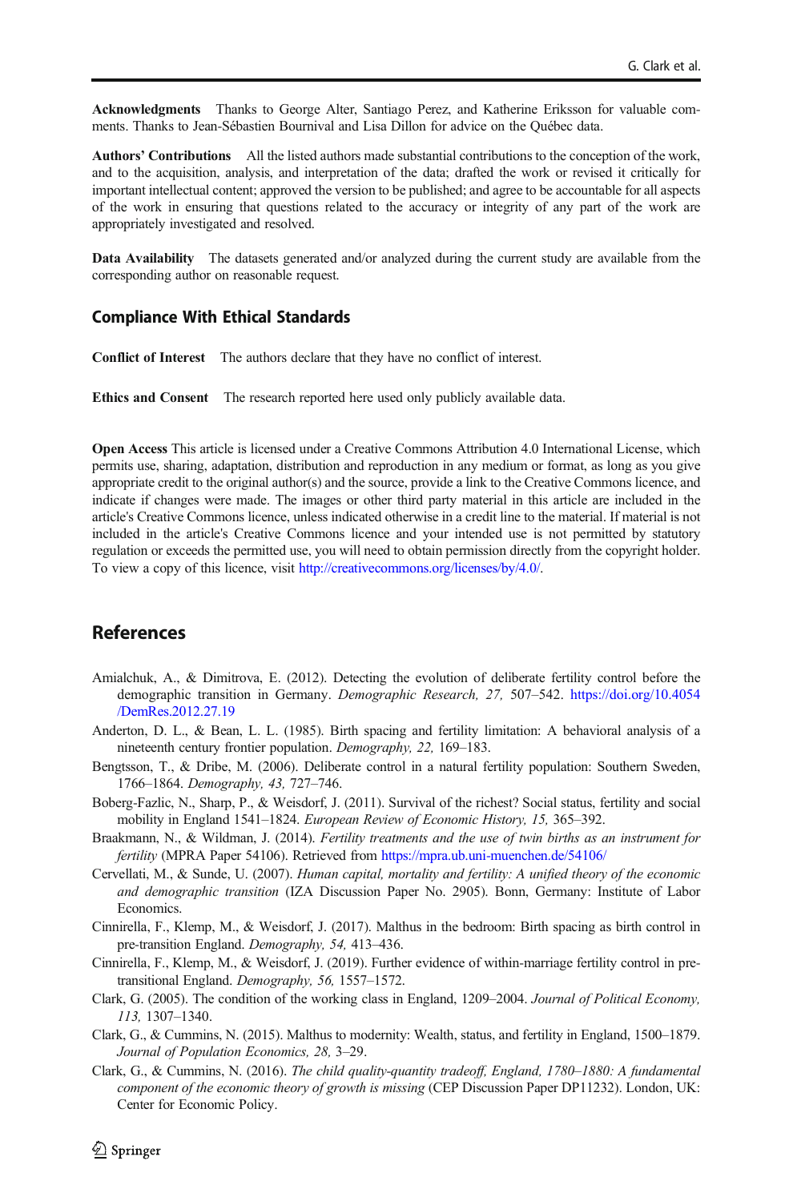**Acknowledgments** Thanks to George Alter, Santiago Perez, and Katherine Eriksson for valuable comments. Thanks to Jean-Sébastien Bournival and Lisa Dillon for advice on the Québec data.

**Authors' Contributions** All the listed authors made substantial contributions to the conception of the work, and to the acquisition, analysis, and interpretation of the data; drafted the work or revised it critically for important intellectual content; approved the version to be published; and agree to be accountable for all aspects of the work in ensuring that questions related to the accuracy or integrity of any part of the work are appropriately investigated and resolved.

**Data Availability** The datasets generated and/or analyzed during the current study are available from the corresponding author on reasonable request.

### Compliance With Ethical Standards

**Conflict of Interest** The authors declare that they have no conflict of interest.

**Ethics and Consent** The research reported here used only publicly available data.

**Open Access** This article is licensed under a Creative Commons Attribution 4.0 International License, which permits use, sharing, adaptation, distribution and reproduction in any medium or format, as long as you give appropriate credit to the original author(s) and the source, provide a link to the Creative Commons licence, and indicate if changes were made. The images or other third party material in this article are included in the article's Creative Commons licence, unless indicated otherwise in a credit line to the material. If material is not included in the article's Creative Commons licence and your intended use is not permitted by statutory regulation or exceeds the permitted use, you will need to obtain permission directly from the copyright holder. To view a copy of this licence, visit http://creativecommons.org/licenses/by/4.0/.

## References

Amialchuk, A., & Dimitrova, E. (2012). Detecting the evolution of deliberate fertility control before the demographic transition in Germany. *Demographic Research, 27,* 507–542. https://doi.org/10.4054/DemRes.2012.27.19

Anderton, D. L., & Bean, L. L. (1985). Birth spacing and fertility limitation: A behavioral analysis of a nineteenth century frontier population. *Demography, 22,* 169–183.

Bengtsson, T., & Dribe, M. (2006). Deliberate control in a natural fertility population: Southern Sweden, 1766–1864. *Demography, 43,* 727–746.

Boberg-Fazlic, N., Sharp, P., & Weisdorf, J. (2011). Survival of the richest? Social status, fertility and social mobility in England 1541–1824. *European Review of Economic History, 15,* 365–392.

Braakmann, N., & Wildman, J. (2014). *Fertility treatments and the use of twin births as an instrument for fertility* (MPRA Paper 54106). Retrieved from https://mpra.ub.uni-muenchen.de/54106/

Cervellati, M., & Sunde, U. (2007). *Human capital, mortality and fertility: A unified theory of the economic and demographic transition* (IZA Discussion Paper No. 2905). Bonn, Germany: Institute of Labor Economics.

Cinnirella, F., Klemp, M., & Weisdorf, J. (2017). Malthus in the bedroom: Birth spacing as birth control in pre-transition England. *Demography, 54,* 413–436.

Cinnirella, F., Klemp, M., & Weisdorf, J. (2019). Further evidence of within-marriage fertility control in pre-transitional England. *Demography, 56,* 1557–1572.

Clark, G. (2005). The condition of the working class in England, 1209–2004. *Journal of Political Economy, 113,* 1307–1340.

Clark, G., & Cummins, N. (2015). Malthus to modernity: Wealth, status, and fertility in England, 1500–1879. *Journal of Population Economics, 28,* 3–29.

Clark, G., & Cummins, N. (2016). *The child quality-quantity tradeoff, England, 1780–1880: A fundamental component of the economic theory of growth is missing* (CEP Discussion Paper DP11232). London, UK: Center for Economic Policy.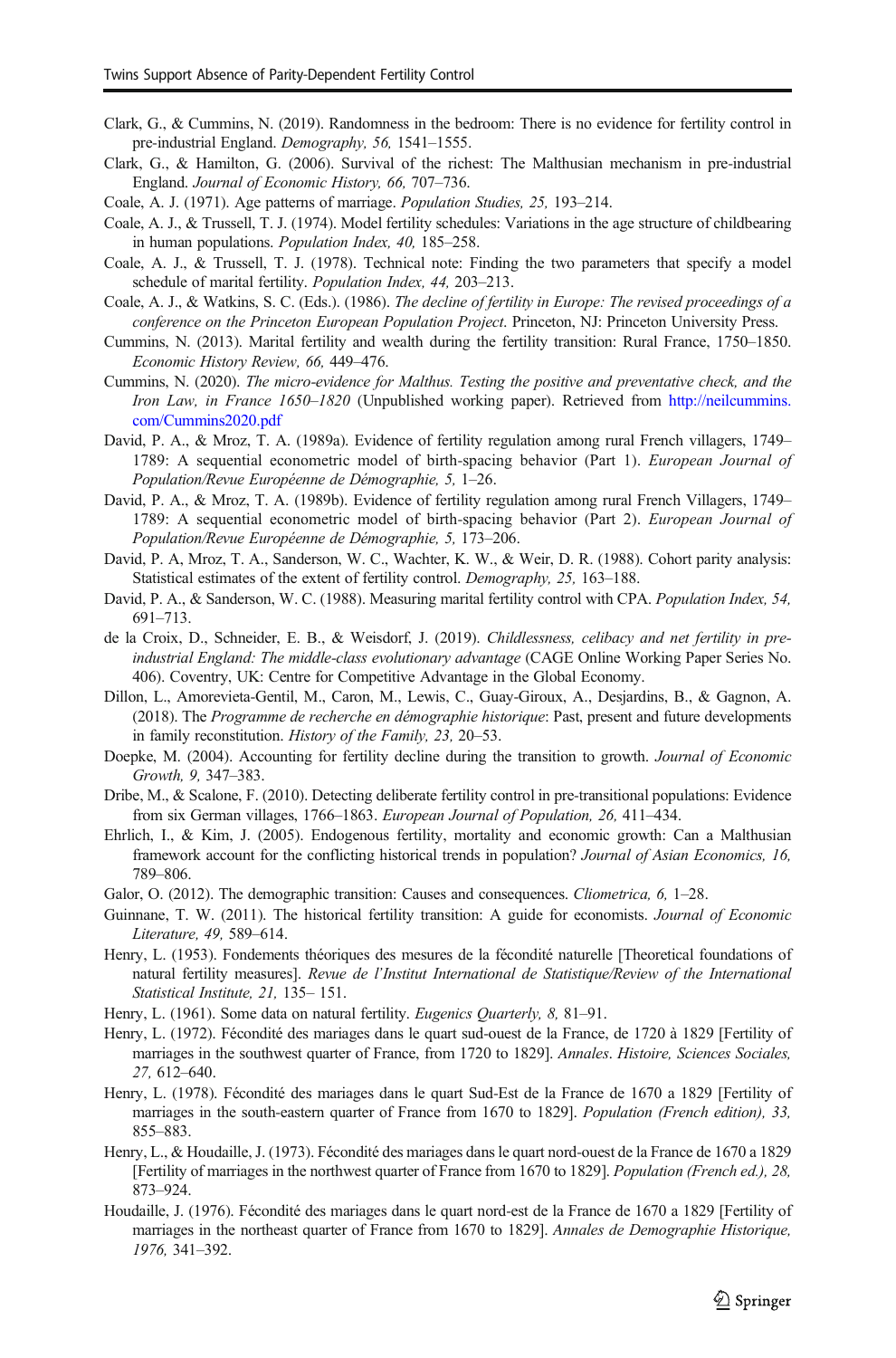Clark, G., & Cummins, N. (2019). Randomness in the bedroom: There is no evidence for fertility control in pre-industrial England. *Demography, 56,* 1541–1555.

Clark, G., & Hamilton, G. (2006). Survival of the richest: The Malthusian mechanism in pre-industrial England. *Journal of Economic History, 66,* 707–736.

Coale, A. J. (1971). Age patterns of marriage. *Population Studies, 25,* 193–214.

Coale, A. J., & Trussell, T. J. (1974). Model fertility schedules: Variations in the age structure of childbearing in human populations. *Population Index, 40,* 185–258.

Coale, A. J., & Trussell, T. J. (1978). Technical note: Finding the two parameters that specify a model schedule of marital fertility. *Population Index, 44,* 203–213.

Coale, A. J., & Watkins, S. C. (Eds.). (1986). *The decline of fertility in Europe: The revised proceedings of a conference on the Princeton European Population Project*. Princeton, NJ: Princeton University Press.

Cummins, N. (2013). Marital fertility and wealth during the fertility transition: Rural France, 1750–1850. *Economic History Review, 66,* 449–476.

Cummins, N. (2020). *The micro-evidence for Malthus. Testing the positive and preventative check, and the Iron Law, in France 1650–1820* (Unpublished working paper). Retrieved from http://neilcummins.com/Cummins2020.pdf

David, P. A., & Mroz, T. A. (1989a). Evidence of fertility regulation among rural French villagers, 1749–1789: A sequential econometric model of birth-spacing behavior (Part 1). *European Journal of Population/Revue Européenne de Démographie, 5,* 1–26.

David, P. A., & Mroz, T. A. (1989b). Evidence of fertility regulation among rural French Villagers, 1749–1789: A sequential econometric model of birth-spacing behavior (Part 2). *European Journal of Population/Revue Européenne de Démographie, 5,* 173–206.

David, P. A, Mroz, T. A., Sanderson, W. C., Wachter, K. W., & Weir, D. R. (1988). Cohort parity analysis: Statistical estimates of the extent of fertility control. *Demography, 25,* 163–188.

David, P. A., & Sanderson, W. C. (1988). Measuring marital fertility control with CPA. *Population Index, 54,* 691–713.

de la Croix, D., Schneider, E. B., & Weisdorf, J. (2019). *Childlessness, celibacy and net fertility in pre-industrial England: The middle-class evolutionary advantage* (CAGE Online Working Paper Series No. 406). Coventry, UK: Centre for Competitive Advantage in the Global Economy.

Dillon, L., Amorevieta-Gentil, M., Caron, M., Lewis, C., Guay-Giroux, A., Desjardins, B., & Gagnon, A. (2018). The *Programme de recherche en démographie historique*: Past, present and future developments in family reconstitution. *History of the Family, 23,* 20–53.

Doepke, M. (2004). Accounting for fertility decline during the transition to growth. *Journal of Economic Growth, 9,* 347–383.

Dribe, M., & Scalone, F. (2010). Detecting deliberate fertility control in pre-transitional populations: Evidence from six German villages, 1766–1863. *European Journal of Population, 26,* 411–434.

Ehrlich, I., & Kim, J. (2005). Endogenous fertility, mortality and economic growth: Can a Malthusian framework account for the conflicting historical trends in population? *Journal of Asian Economics, 16,* 789–806.

Galor, O. (2012). The demographic transition: Causes and consequences. *Cliometrica, 6,* 1–28.

Guinnane, T. W. (2011). The historical fertility transition: A guide for economists. *Journal of Economic Literature, 49,* 589–614.

Henry, L. (1953). Fondements théoriques des mesures de la fécondité naturelle [Theoretical foundations of natural fertility measures]. *Revue de l'Institut International de Statistique/Review of the International Statistical Institute, 21,* 135– 151.

Henry, L. (1961). Some data on natural fertility. *Eugenics Quarterly, 8,* 81–91.

Henry, L. (1972). Fécondité des mariages dans le quart sud-ouest de la France, de 1720 à 1829 [Fertility of marriages in the southwest quarter of France, from 1720 to 1829]. *Annales. Histoire, Sciences Sociales, 27,* 612–640.

Henry, L. (1978). Fécondité des mariages dans le quart Sud-Est de la France de 1670 a 1829 [Fertility of marriages in the south-eastern quarter of France from 1670 to 1829]. *Population (French edition), 33,* 855–883.

Henry, L., & Houdaille, J. (1973). Fécondité des mariages dans le quart nord-ouest de la France de 1670 a 1829 [Fertility of marriages in the northwest quarter of France from 1670 to 1829]. *Population (French ed.), 28,* 873–924.

Houdaille, J. (1976). Fécondité des mariages dans le quart nord-est de la France de 1670 a 1829 [Fertility of marriages in the northeast quarter of France from 1670 to 1829]. *Annales de Demographie Historique, 1976,* 341–392.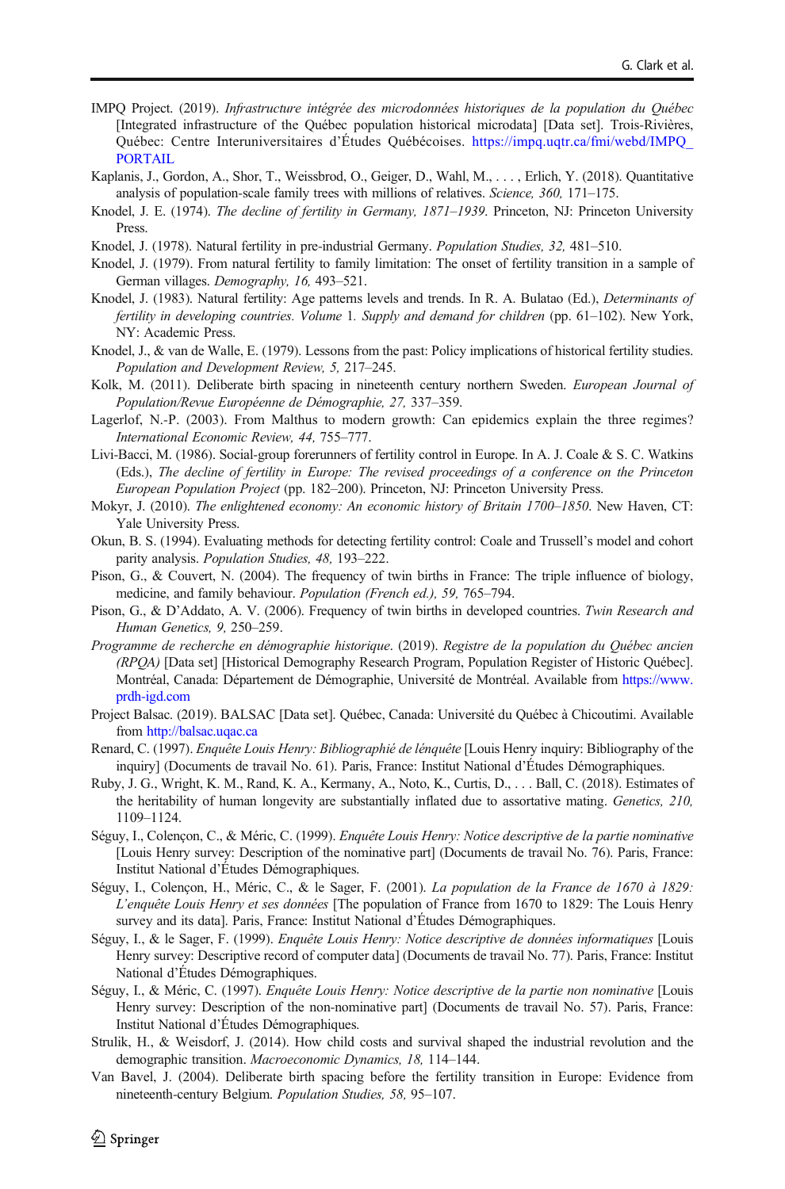IMPQ Project. (2019). *Infrastructure intégrée des microdonnées historiques de la population du Québec* [Integrated infrastructure of the Québec population historical microdata] [Data set]. Trois-Rivières, Québec: Centre Interuniversitaires d'Études Québécoises. https://impq.uqtr.ca/fmi/webd/IMPQ_PORTAIL

Kaplanis, J., Gordon, A., Shor, T., Weissbrod, O., Geiger, D., Wahl, M., . . . , Erlich, Y. (2018). Quantitative analysis of population-scale family trees with millions of relatives. *Science, 360,* 171–175.

Knodel, J. E. (1974). *The decline of fertility in Germany, 1871–1939*. Princeton, NJ: Princeton University Press.

Knodel, J. (1978). Natural fertility in pre-industrial Germany. *Population Studies, 32,* 481–510.

Knodel, J. (1979). From natural fertility to family limitation: The onset of fertility transition in a sample of German villages. *Demography, 16,* 493–521.

Knodel, J. (1983). Natural fertility: Age patterns levels and trends. In R. A. Bulatao (Ed.), *Determinants of fertility in developing countries. Volume* 1. *Supply and demand for children* (pp. 61–102). New York, NY: Academic Press.

Knodel, J., & van de Walle, E. (1979). Lessons from the past: Policy implications of historical fertility studies. *Population and Development Review, 5,* 217–245.

Kolk, M. (2011). Deliberate birth spacing in nineteenth century northern Sweden. *European Journal of Population/Revue Européenne de Démographie, 27,* 337–359.

Lagerlof, N.-P. (2003). From Malthus to modern growth: Can epidemics explain the three regimes? *International Economic Review, 44,* 755–777.

Livi-Bacci, M. (1986). Social-group forerunners of fertility control in Europe. In A. J. Coale & S. C. Watkins (Eds.), *The decline of fertility in Europe: The revised proceedings of a conference on the Princeton European Population Project* (pp. 182–200). Princeton, NJ: Princeton University Press.

Mokyr, J. (2010). *The enlightened economy: An economic history of Britain 1700–1850*. New Haven, CT: Yale University Press.

Okun, B. S. (1994). Evaluating methods for detecting fertility control: Coale and Trussell's model and cohort parity analysis. *Population Studies, 48,* 193–222.

Pison, G., & Couvert, N. (2004). The frequency of twin births in France: The triple influence of biology, medicine, and family behaviour. *Population (French ed.), 59,* 765–794.

Pison, G., & D'Addato, A. V. (2006). Frequency of twin births in developed countries. *Twin Research and Human Genetics, 9,* 250–259.

*Programme de recherche en démographie historique*. (2019). *Registre de la population du Québec ancien (RPQA)* [Data set] [Historical Demography Research Program, Population Register of Historic Québec]. Montréal, Canada: Département de Démographie, Université de Montréal. Available from https://www.prdh-igd.com

Project Balsac. (2019). BALSAC [Data set]. Québec, Canada: Université du Québec à Chicoutimi. Available from http://balsac.uqac.ca

Renard, C. (1997). *Enquête Louis Henry: Bibliographié de lénquête* [Louis Henry inquiry: Bibliography of the inquiry] (Documents de travail No. 61). Paris, France: Institut National d'Études Démographiques.

Ruby, J. G., Wright, K. M., Rand, K. A., Kermany, A., Noto, K., Curtis, D., . . . Ball, C. (2018). Estimates of the heritability of human longevity are substantially inflated due to assortative mating. *Genetics, 210,* 1109–1124.

Séguy, I., Colençon, C., & Méric, C. (1999). *Enquête Louis Henry: Notice descriptive de la partie nominative* [Louis Henry survey: Description of the nominative part] (Documents de travail No. 76). Paris, France: Institut National d'Études Démographiques.

Séguy, I., Colençon, H., Méric, C., & le Sager, F. (2001). *La population de la France de 1670 à 1829: L'enquête Louis Henry et ses données* [The population of France from 1670 to 1829: The Louis Henry survey and its data]. Paris, France: Institut National d'Études Démographiques.

Séguy, I., & le Sager, F. (1999). *Enquête Louis Henry: Notice descriptive de données informatiques* [Louis Henry survey: Descriptive record of computer data] (Documents de travail No. 77). Paris, France: Institut National d'Études Démographiques.

Séguy, I., & Méric, C. (1997). *Enquête Louis Henry: Notice descriptive de la partie non nominative* [Louis Henry survey: Description of the non-nominative part] (Documents de travail No. 57). Paris, France: Institut National d'Études Démographiques.

Strulik, H., & Weisdorf, J. (2014). How child costs and survival shaped the industrial revolution and the demographic transition. *Macroeconomic Dynamics, 18,* 114–144.

Van Bavel, J. (2004). Deliberate birth spacing before the fertility transition in Europe: Evidence from nineteenth-century Belgium. *Population Studies, 58,* 95–107.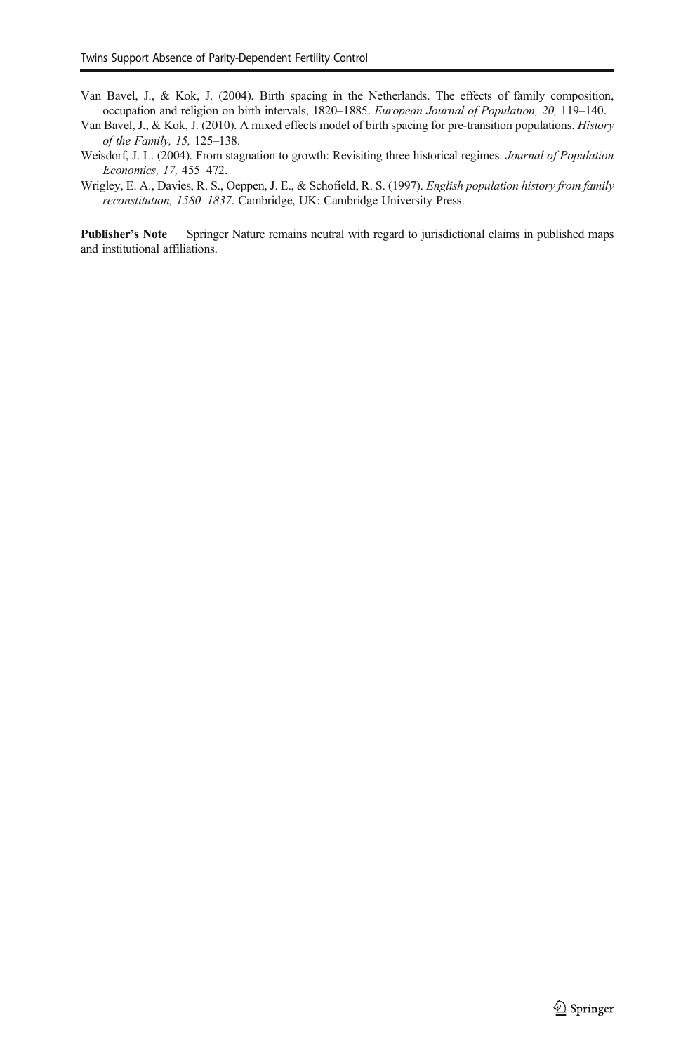Van Bavel, J., & Kok, J. (2004). Birth spacing in the Netherlands. The effects of family composition, occupation and religion on birth intervals, 1820–1885. *European Journal of Population, 20,* 119–140.

Van Bavel, J., & Kok, J. (2010). A mixed effects model of birth spacing for pre-transition populations. *History of the Family, 15,* 125–138.

Weisdorf, J. L. (2004). From stagnation to growth: Revisiting three historical regimes. *Journal of Population Economics, 17,* 455–472.

Wrigley, E. A., Davies, R. S., Oeppen, J. E., & Schofield, R. S. (1997). *English population history from family reconstitution, 1580–1837*. Cambridge, UK: Cambridge University Press.

**Publisher's Note** Springer Nature remains neutral with regard to jurisdictional claims in published maps and institutional affiliations.